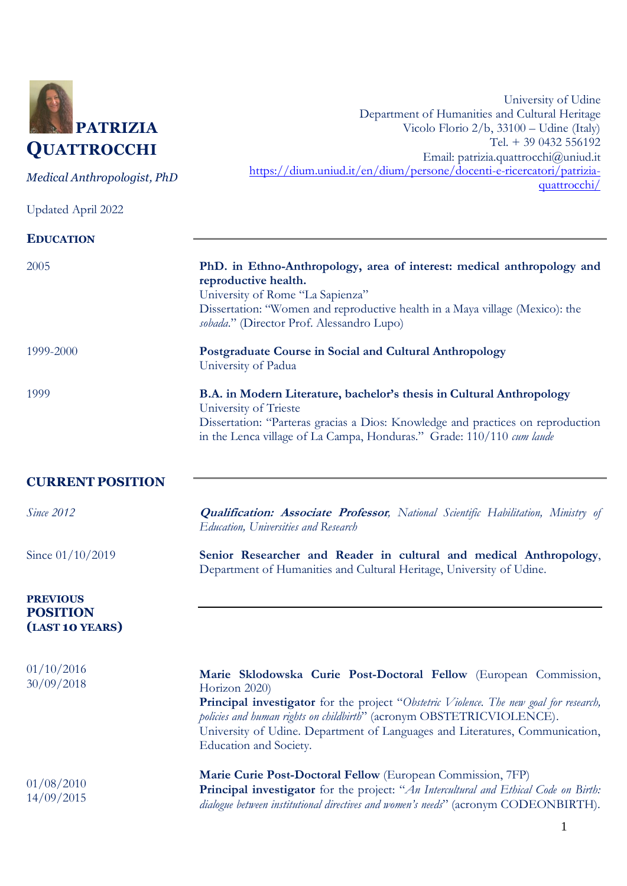# PATRIZIA QUATTROCCHI

*Medical Anthropologist, PhD*

University of Udine
Department of Humanities and Cultural Heritage
Vicolo Florio 2/b, 33100 – Udine (Italy)
Tel. + 39 0432 556192
Email: patrizia.quattrocchi@uniud.it
https://dium.uniud.it/en/dium/persone/docenti-e-ricercatori/patrizia-quattrocchi/

Updated April 2022

## EDUCATION

2005

**PhD. in Ethno-Anthropology, area of interest: medical anthropology and reproductive health.**
University of Rome "La Sapienza"
Dissertation: "Women and reproductive health in a Maya village (Mexico): the *sobada*." (Director Prof. Alessandro Lupo)

1999-2000

**Postgraduate Course in Social and Cultural Anthropology**
University of Padua

1999

**B.A. in Modern Literature, bachelor's thesis in Cultural Anthropology**
University of Trieste
Dissertation: "Parteras gracias a Dios: Knowledge and practices on reproduction in the Lenca village of La Campa, Honduras." Grade: 110/110 *cum laude*

## CURRENT POSITION

*Since 2012*

***Qualification: Associate Professor****, National Scientific Habilitation, Ministry of Education, Universities and Research*

Since 01/10/2019

**Senior Researcher and Reader in cultural and medical Anthropology**, Department of Humanities and Cultural Heritage, University of Udine.

## PREVIOUS POSITION (LAST 10 YEARS)

01/10/2016
30/09/2018

**Marie Sklodowska Curie Post-Doctoral Fellow** (European Commission, Horizon 2020)
**Principal investigator** for the project "*Obstetric Violence. The new goal for research, policies and human rights on childbirth*" (acronym OBSTETRICVIOLENCE).
University of Udine. Department of Languages and Literatures, Communication, Education and Society.

01/08/2010
14/09/2015

**Marie Curie Post-Doctoral Fellow** (European Commission, 7FP)
**Principal investigator** for the project: "*An Intercultural and Ethical Code on Birth: dialogue between institutional directives and women's needs*" (acronym CODEONBIRTH).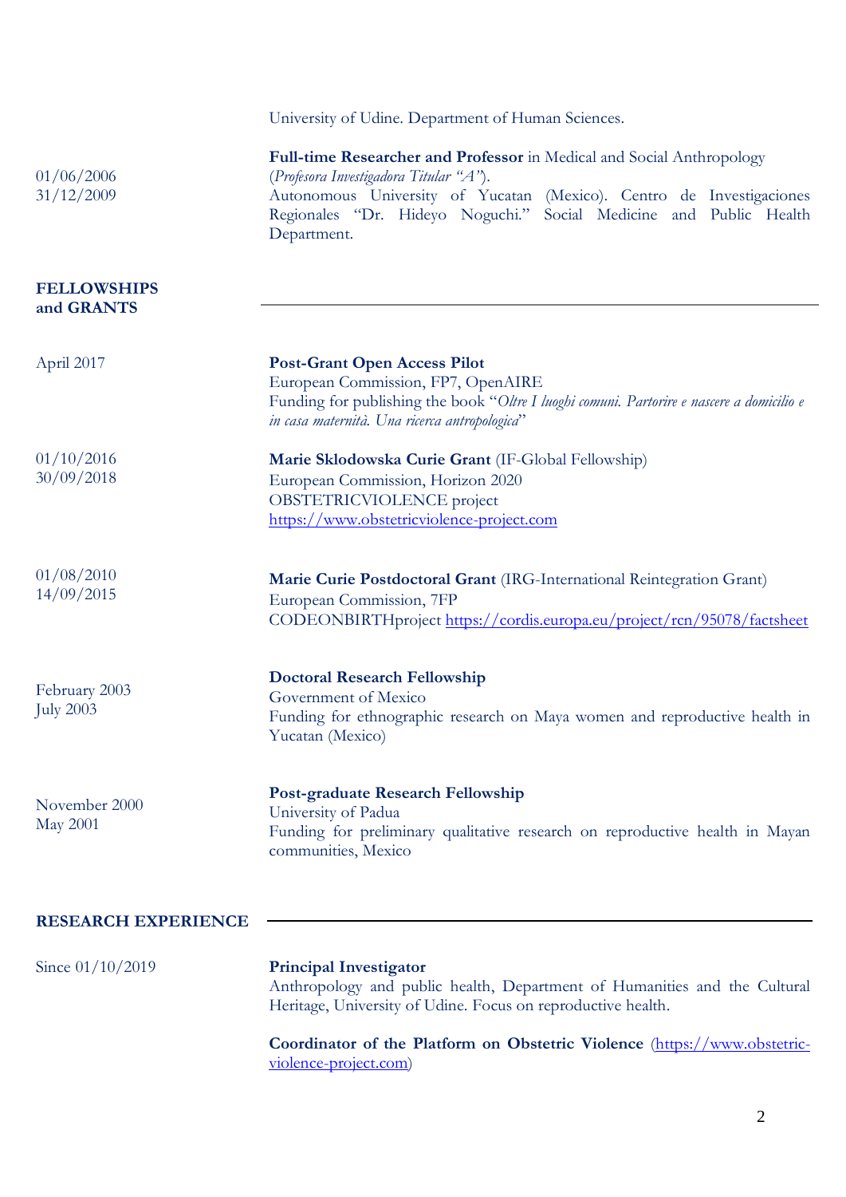University of Udine. Department of Human Sciences.

01/06/2006
31/12/2009

**Full-time Researcher and Professor** in Medical and Social Anthropology (*Profesora Investigadora Titular "A"*).
Autonomous University of Yucatan (Mexico). Centro de Investigaciones Regionales "Dr. Hideyo Noguchi." Social Medicine and Public Health Department.

## FELLOWSHIPS and GRANTS

April 2017

**Post-Grant Open Access Pilot**
European Commission, FP7, OpenAIRE
Funding for publishing the book "*Oltre I luoghi comuni. Partorire e nascere a domicilio e in casa maternità. Una ricerca antropologica*"

01/10/2016
30/09/2018

**Marie Sklodowska Curie Grant** (IF-Global Fellowship)
European Commission, Horizon 2020
OBSTETRICVIOLENCE project
https://www.obstetricviolence-project.com

01/08/2010
14/09/2015

**Marie Curie Postdoctoral Grant** (IRG-International Reintegration Grant)
European Commission, 7FP
CODEONBIRTHproject https://cordis.europa.eu/project/rcn/95078/factsheet

February 2003
July 2003

**Doctoral Research Fellowship**
Government of Mexico
Funding for ethnographic research on Maya women and reproductive health in Yucatan (Mexico)

November 2000
May 2001

**Post-graduate Research Fellowship**
University of Padua
Funding for preliminary qualitative research on reproductive health in Mayan communities, Mexico

## RESEARCH EXPERIENCE

Since 01/10/2019

**Principal Investigator**
Anthropology and public health, Department of Humanities and the Cultural Heritage, University of Udine. Focus on reproductive health.

**Coordinator of the Platform on Obstetric Violence** (https://www.obstetric-violence-project.com)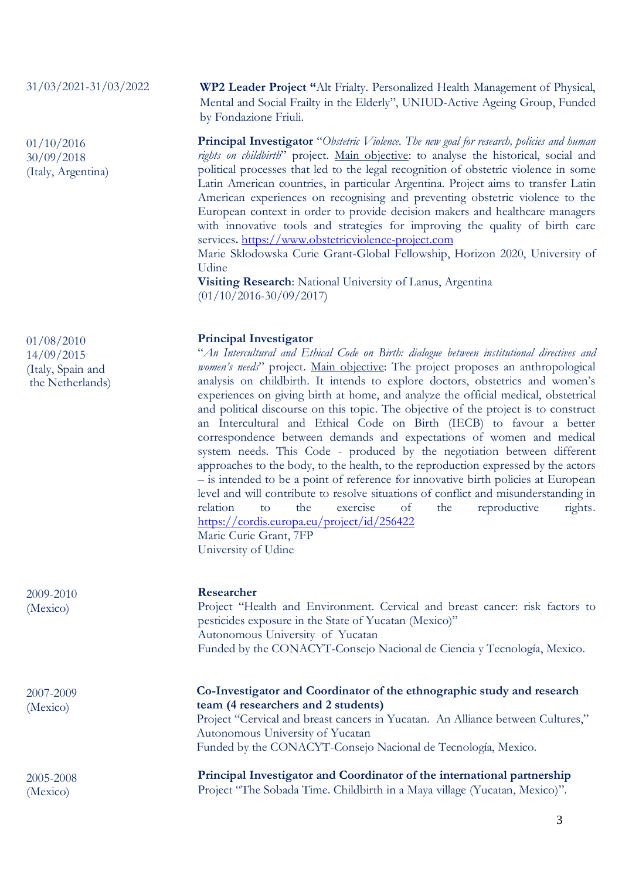31/03/2021-31/03/2022

**WP2 Leader Project "**Alt Frialty. Personalized Health Management of Physical, Mental and Social Frailty in the Elderly", UNIUD-Active Ageing Group, Funded by Fondazione Friuli.

01/10/2016
30/09/2018
(Italy, Argentina)

**Principal Investigator** "*Obstetric Violence. The new goal for research, policies and human rights on childbirth*" project. Main objective: to analyse the historical, social and political processes that led to the legal recognition of obstetric violence in some Latin American countries, in particular Argentina. Project aims to transfer Latin American experiences on recognising and preventing obstetric violence to the European context in order to provide decision makers and healthcare managers with innovative tools and strategies for improving the quality of birth care services**.** https://www.obstetricviolence-project.com
Marie Sklodowska Curie Grant-Global Fellowship, Horizon 2020, University of Udine
**Visiting Research**: National University of Lanus, Argentina
(01/10/2016-30/09/2017)

01/08/2010
14/09/2015
(Italy, Spain and the Netherlands)

**Principal Investigator**
"*An Intercultural and Ethical Code on Birth: dialogue between institutional directives and women's needs*" project. Main objective: The project proposes an anthropological analysis on childbirth. It intends to explore doctors, obstetrics and women's experiences on giving birth at home, and analyze the official medical, obstetrical and political discourse on this topic. The objective of the project is to construct an Intercultural and Ethical Code on Birth (IECB) to favour a better correspondence between demands and expectations of women and medical system needs. This Code - produced by the negotiation between different approaches to the body, to the health, to the reproduction expressed by the actors – is intended to be a point of reference for innovative birth policies at European level and will contribute to resolve situations of conflict and misunderstanding in relation to the exercise of the reproductive rights. https://cordis.europa.eu/project/id/256422
Marie Curie Grant, 7FP
University of Udine

2009-2010
(Mexico)

**Researcher**
Project "Health and Environment. Cervical and breast cancer: risk factors to pesticides exposure in the State of Yucatan (Mexico)"
Autonomous University of Yucatan
Funded by the CONACYT-Consejo Nacional de Ciencia y Tecnología, Mexico.

2007-2009
(Mexico)

**Co-Investigator and Coordinator of the ethnographic study and research team (4 researchers and 2 students)**
Project "Cervical and breast cancers in Yucatan. An Alliance between Cultures,"
Autonomous University of Yucatan
Funded by the CONACYT-Consejo Nacional de Tecnología, Mexico.

2005-2008
(Mexico)

**Principal Investigator and Coordinator of the international partnership**
Project "The Sobada Time. Childbirth in a Maya village (Yucatan, Mexico)".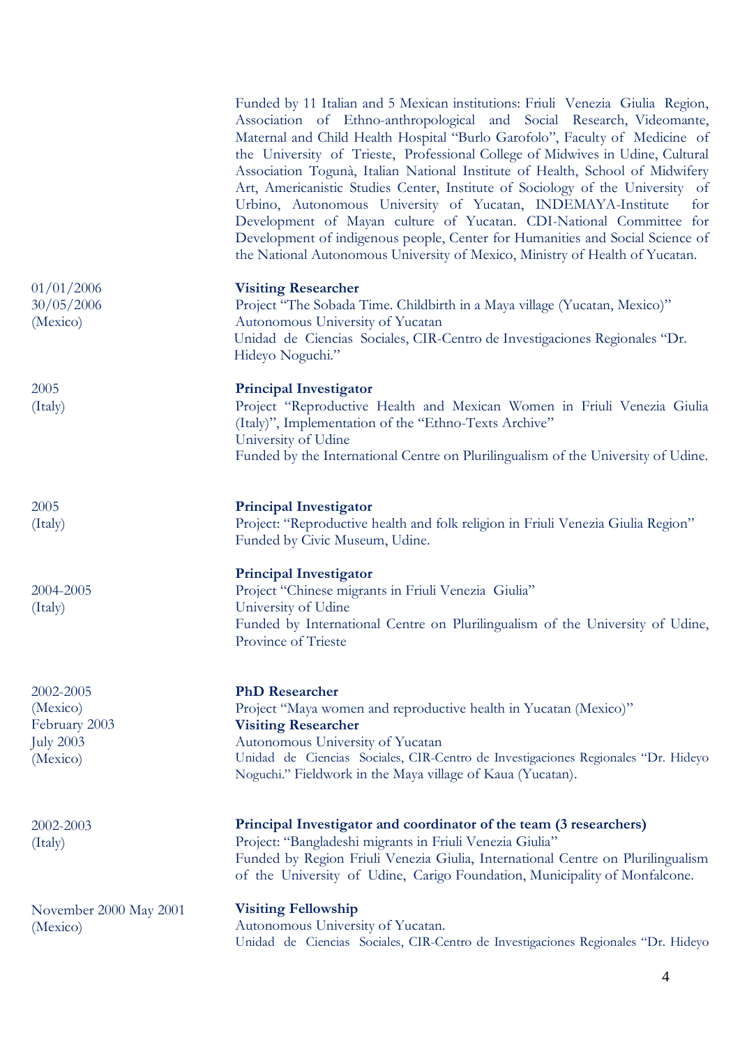Funded by 11 Italian and 5 Mexican institutions: Friuli Venezia Giulia Region, Association of Ethno-anthropological and Social Research, Videomante, Maternal and Child Health Hospital "Burlo Garofolo", Faculty of Medicine of the University of Trieste, Professional College of Midwives in Udine, Cultural Association Togunà, Italian National Institute of Health, School of Midwifery Art, Americanistic Studies Center, Institute of Sociology of the University of Urbino, Autonomous University of Yucatan, INDEMAYA-Institute for Development of Mayan culture of Yucatan. CDI-National Committee for Development of indigenous people, Center for Humanities and Social Science of the National Autonomous University of Mexico, Ministry of Health of Yucatan.

01/01/2006
30/05/2006
(Mexico)

**Visiting Researcher**
Project "The Sobada Time. Childbirth in a Maya village (Yucatan, Mexico)"
Autonomous University of Yucatan
Unidad de Ciencias Sociales, CIR-Centro de Investigaciones Regionales "Dr. Hideyo Noguchi."

2005
(Italy)

**Principal Investigator**
Project "Reproductive Health and Mexican Women in Friuli Venezia Giulia (Italy)", Implementation of the "Ethno-Texts Archive"
University of Udine
Funded by the International Centre on Plurilingualism of the University of Udine.

2005
(Italy)

**Principal Investigator**
Project: "Reproductive health and folk religion in Friuli Venezia Giulia Region"
Funded by Civic Museum, Udine.

2004-2005
(Italy)

**Principal Investigator**
Project "Chinese migrants in Friuli Venezia Giulia"
University of Udine
Funded by International Centre on Plurilingualism of the University of Udine, Province of Trieste

2002-2005
(Mexico)
February 2003
July 2003
(Mexico)

**PhD Researcher**
Project "Maya women and reproductive health in Yucatan (Mexico)"
**Visiting Researcher**
Autonomous University of Yucatan
Unidad de Ciencias Sociales, CIR-Centro de Investigaciones Regionales "Dr. Hideyo Noguchi." Fieldwork in the Maya village of Kaua (Yucatan).

2002-2003
(Italy)

**Principal Investigator and coordinator of the team (3 researchers)**
Project: "Bangladeshi migrants in Friuli Venezia Giulia"
Funded by Region Friuli Venezia Giulia, International Centre on Plurilingualism of the University of Udine, Carigo Foundation, Municipality of Monfalcone.

November 2000 May 2001
(Mexico)

**Visiting Fellowship**
Autonomous University of Yucatan.
Unidad de Ciencias Sociales, CIR-Centro de Investigaciones Regionales "Dr. Hideyo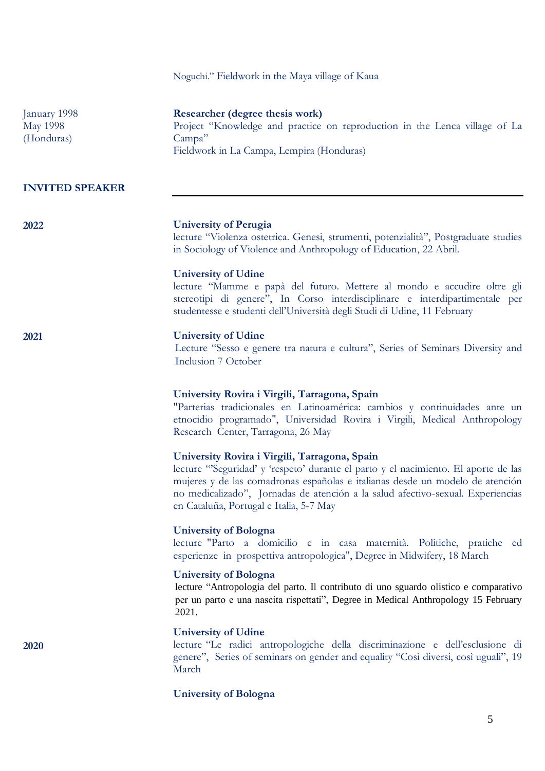Noguchi." Fieldwork in the Maya village of Kaua

January 1998
May 1998
(Honduras)

**Researcher (degree thesis work)**
Project "Knowledge and practice on reproduction in the Lenca village of La Campa"
Fieldwork in La Campa, Lempira (Honduras)

## INVITED SPEAKER

**2022**

**University of Perugia**
lecture "Violenza ostetrica. Genesi, strumenti, potenzialità", Postgraduate studies in Sociology of Violence and Anthropology of Education, 22 Abril.

**University of Udine**
lecture "Mamme e papà del futuro. Mettere al mondo e accudire oltre gli stereotipi di genere", In Corso interdisciplinare e interdipartimentale per studentesse e studenti dell'Università degli Studi di Udine, 11 February

**2021**

**University of Udine**
Lecture "Sesso e genere tra natura e cultura", Series of Seminars Diversity and Inclusion 7 October

**University Rovira i Virgili, Tarragona, Spain**
"Parterias tradicionales en Latinoamérica: cambios y continuidades ante un etnocidio programado", Universidad Rovira i Virgili, Medical Anthropology Research Center, Tarragona, 26 May

**University Rovira i Virgili, Tarragona, Spain**
lecture "'Seguridad' y 'respeto' durante el parto y el nacimiento. El aporte de las mujeres y de las comadronas españolas e italianas desde un modelo de atención no medicalizado", Jornadas de atención a la salud afectivo-sexual. Experiencias en Cataluña, Portugal e Italia, 5-7 May

**University of Bologna**
lecture "Parto a domicilio e in casa maternità. Politiche, pratiche ed esperienze in prospettiva antropologica", Degree in Midwifery, 18 March

**University of Bologna**
lecture "Antropologia del parto. Il contributo di uno sguardo olistico e comparativo per un parto e una nascita rispettati", Degree in Medical Anthropology 15 February 2021.

**2020**

**University of Udine**
lecture "Le radici antropologiche della discriminazione e dell'esclusione di genere", Series of seminars on gender and equality "Così diversi, così uguali", 19 March

**University of Bologna**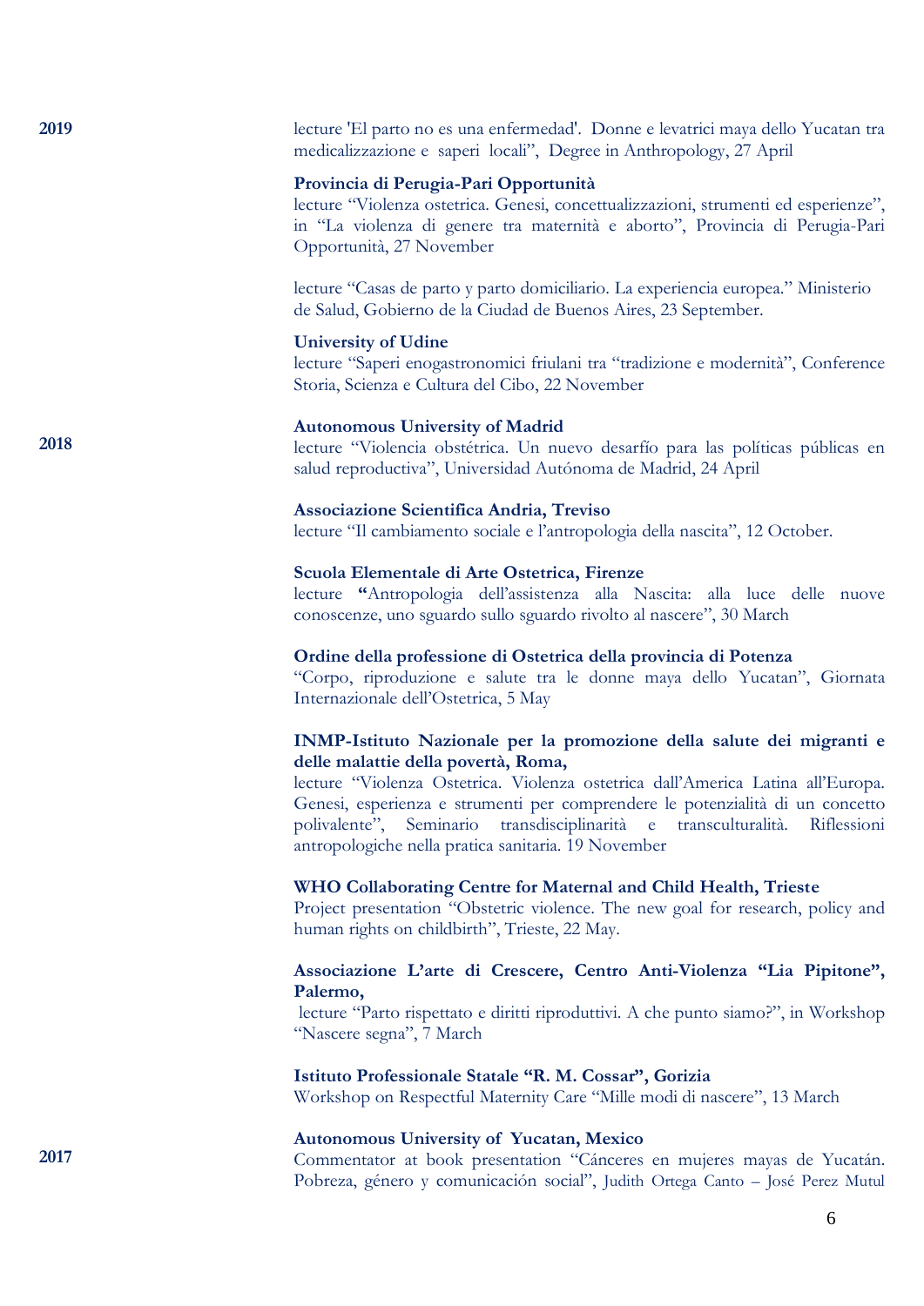**2019**

lecture 'El parto no es una enfermedad'. Donne e levatrici maya dello Yucatan tra medicalizzazione e saperi locali", Degree in Anthropology, 27 April

**Provincia di Perugia-Pari Opportunità**
lecture "Violenza ostetrica. Genesi, concettualizzazioni, strumenti ed esperienze", in "La violenza di genere tra maternità e aborto", Provincia di Perugia-Pari Opportunità, 27 November

lecture "Casas de parto y parto domiciliario. La experiencia europea." Ministerio de Salud, Gobierno de la Ciudad de Buenos Aires, 23 September.

**University of Udine**
lecture "Saperi enogastronomici friulani tra "tradizione e modernità", Conference Storia, Scienza e Cultura del Cibo, 22 November

**2018**

**Autonomous University of Madrid**
lecture "Violencia obstétrica. Un nuevo desarfío para las políticas públicas en salud reproductiva", Universidad Autónoma de Madrid, 24 April

**Associazione Scientifica Andria, Treviso**
lecture "Il cambiamento sociale e l'antropologia della nascita", 12 October.

**Scuola Elementale di Arte Ostetrica, Firenze**
lecture **"**Antropologia dell'assistenza alla Nascita: alla luce delle nuove conoscenze, uno sguardo sullo sguardo rivolto al nascere", 30 March

**Ordine della professione di Ostetrica della provincia di Potenza**
"Corpo, riproduzione e salute tra le donne maya dello Yucatan", Giornata Internazionale dell'Ostetrica, 5 May

**INMP-Istituto Nazionale per la promozione della salute dei migranti e delle malattie della povertà, Roma,**
lecture "Violenza Ostetrica. Violenza ostetrica dall'America Latina all'Europa. Genesi, esperienza e strumenti per comprendere le potenzialità di un concetto polivalente", Seminario transdisciplinarità e transculturalità. Riflessioni antropologiche nella pratica sanitaria. 19 November

**WHO Collaborating Centre for Maternal and Child Health, Trieste**
Project presentation "Obstetric violence. The new goal for research, policy and human rights on childbirth", Trieste, 22 May.

**Associazione L'arte di Crescere, Centro Anti-Violenza "Lia Pipitone", Palermo,**
lecture "Parto rispettato e diritti riproduttivi. A che punto siamo?", in Workshop "Nascere segna", 7 March

**Istituto Professionale Statale "R. M. Cossar", Gorizia**
Workshop on Respectful Maternity Care "Mille modi di nascere", 13 March

**2017**

**Autonomous University of Yucatan, Mexico**
Commentator at book presentation "Cánceres en mujeres mayas de Yucatán. Pobreza, género y comunicación social", Judith Ortega Canto – José Perez Mutul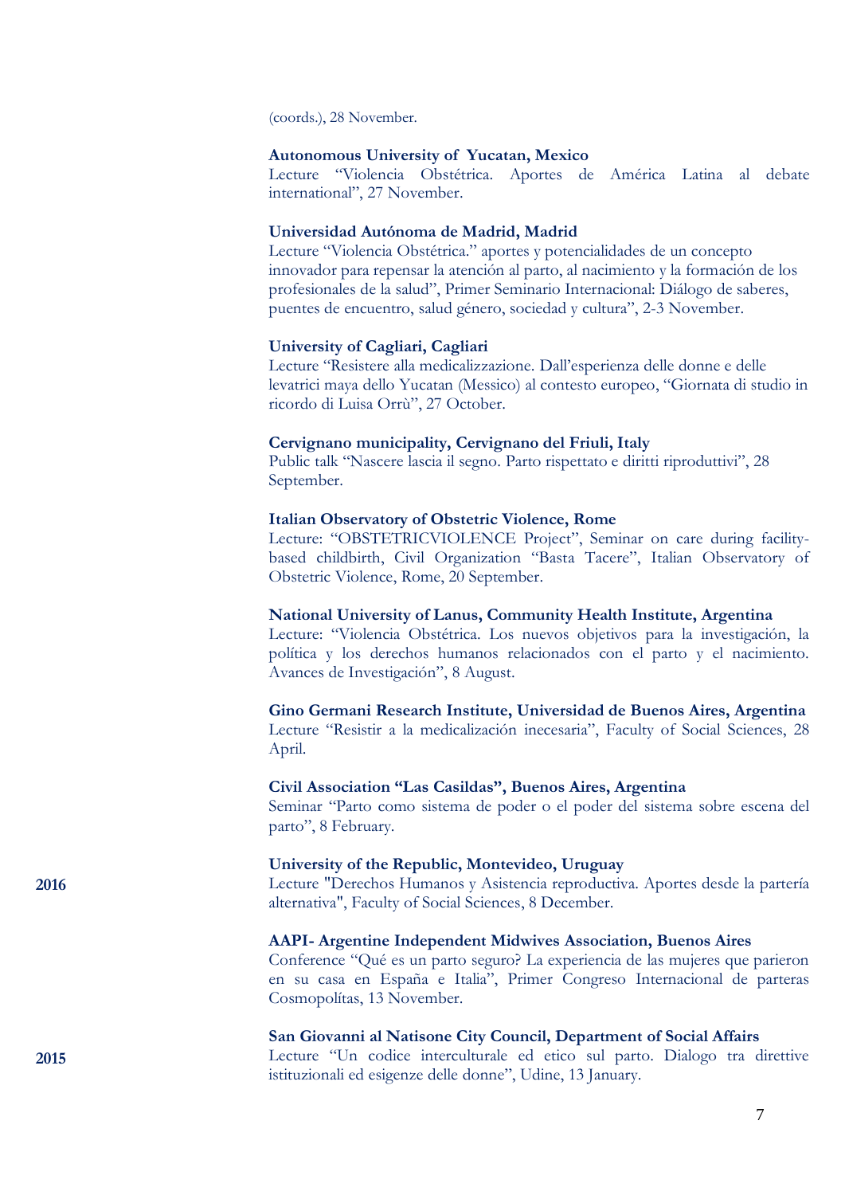(coords.), 28 November.

**Autonomous University of Yucatan, Mexico**
Lecture "Violencia Obstétrica. Aportes de América Latina al debate international", 27 November.

**Universidad Autónoma de Madrid, Madrid**
Lecture "Violencia Obstétrica." aportes y potencialidades de un concepto innovador para repensar la atención al parto, al nacimiento y la formación de los profesionales de la salud", Primer Seminario Internacional: Diálogo de saberes, puentes de encuentro, salud género, sociedad y cultura", 2-3 November.

**University of Cagliari, Cagliari**
Lecture "Resistere alla medicalizzazione. Dall'esperienza delle donne e delle levatrici maya dello Yucatan (Messico) al contesto europeo, "Giornata di studio in ricordo di Luisa Orrù", 27 October.

**Cervignano municipality, Cervignano del Friuli, Italy**
Public talk "Nascere lascia il segno. Parto rispettato e diritti riproduttivi", 28 September.

**Italian Observatory of Obstetric Violence, Rome**
Lecture: "OBSTETRICVIOLENCE Project", Seminar on care during facility-based childbirth, Civil Organization "Basta Tacere", Italian Observatory of Obstetric Violence, Rome, 20 September.

**National University of Lanus, Community Health Institute, Argentina**
Lecture: "Violencia Obstétrica. Los nuevos objetivos para la investigación, la política y los derechos humanos relacionados con el parto y el nacimiento. Avances de Investigación", 8 August.

**Gino Germani Research Institute, Universidad de Buenos Aires, Argentina**
Lecture "Resistir a la medicalización inecesaria", Faculty of Social Sciences, 28 April.

**Civil Association "Las Casildas", Buenos Aires, Argentina**
Seminar "Parto como sistema de poder o el poder del sistema sobre escena del parto", 8 February.

**2016**

**University of the Republic, Montevideo, Uruguay**
Lecture "Derechos Humanos y Asistencia reproductiva. Aportes desde la partería alternativa", Faculty of Social Sciences, 8 December.

**AAPI- Argentine Independent Midwives Association, Buenos Aires**
Conference "Qué es un parto seguro? La experiencia de las mujeres que parieron en su casa en España e Italia", Primer Congreso Internacional de parteras Cosmopolítas, 13 November.

**2015**

**San Giovanni al Natisone City Council, Department of Social Affairs**
Lecture "Un codice interculturale ed etico sul parto. Dialogo tra direttive istituzionali ed esigenze delle donne", Udine, 13 January.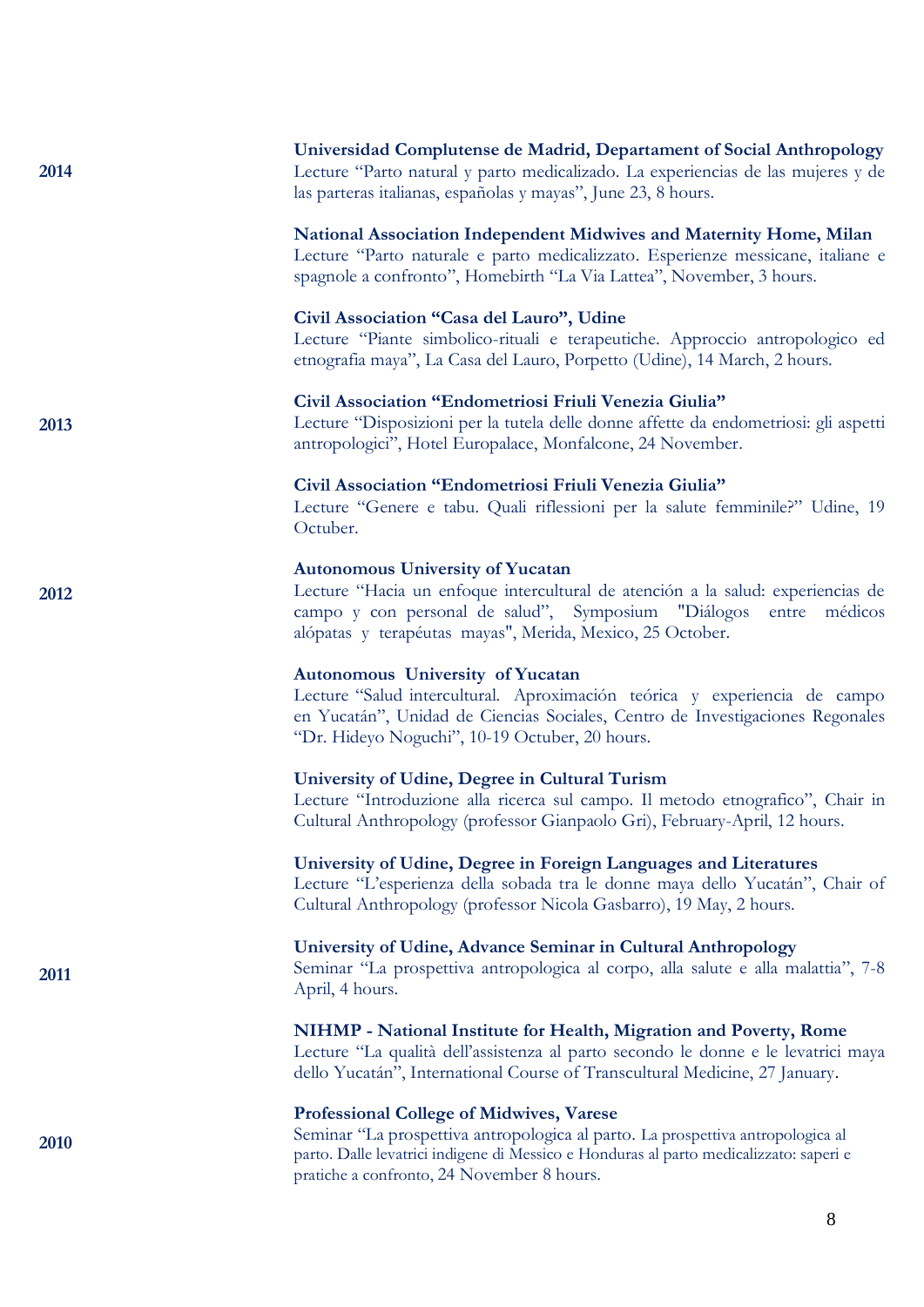**2014**

**Universidad Complutense de Madrid, Departament of Social Anthropology**
Lecture "Parto natural y parto medicalizado. La experiencias de las mujeres y de las parteras italianas, españolas y mayas", June 23, 8 hours.

**National Association Independent Midwives and Maternity Home, Milan**
Lecture "Parto naturale e parto medicalizzato. Esperienze messicane, italiane e spagnole a confronto", Homebirth "La Via Lattea", November, 3 hours.

**Civil Association "Casa del Lauro", Udine**
Lecture "Piante simbolico-rituali e terapeutiche. Approccio antropologico ed etnografia maya", La Casa del Lauro, Porpetto (Udine), 14 March, 2 hours.

**2013**

**Civil Association "Endometriosi Friuli Venezia Giulia"**
Lecture "Disposizioni per la tutela delle donne affette da endometriosi: gli aspetti antropologici", Hotel Europalace, Monfalcone, 24 November.

**Civil Association "Endometriosi Friuli Venezia Giulia"**
Lecture "Genere e tabu. Quali riflessioni per la salute femminile?" Udine, 19 Octuber.

**2012**

**Autonomous University of Yucatan**
Lecture "Hacia un enfoque intercultural de atención a la salud: experiencias de campo y con personal de salud", Symposium "Diálogos entre médicos alópatas y terapéutas mayas", Merida, Mexico, 25 October.

**Autonomous University of Yucatan**
Lecture "Salud intercultural. Aproximación teórica y experiencia de campo en Yucatán", Unidad de Ciencias Sociales, Centro de Investigaciones Regonales "Dr. Hideyo Noguchi", 10-19 Octuber, 20 hours.

**University of Udine, Degree in Cultural Turism**
Lecture "Introduzione alla ricerca sul campo. Il metodo etnografico", Chair in Cultural Anthropology (professor Gianpaolo Gri), February-April, 12 hours.

**University of Udine, Degree in Foreign Languages and Literatures**
Lecture "L'esperienza della sobada tra le donne maya dello Yucatán", Chair of Cultural Anthropology (professor Nicola Gasbarro), 19 May, 2 hours.

**2011**

**University of Udine, Advance Seminar in Cultural Anthropology**
Seminar "La prospettiva antropologica al corpo, alla salute e alla malattia", 7-8 April, 4 hours.

**NIHMP - National Institute for Health, Migration and Poverty, Rome**
Lecture "La qualità dell'assistenza al parto secondo le donne e le levatrici maya dello Yucatán", International Course of Transcultural Medicine, 27 January.

**2010**

**Professional College of Midwives, Varese**
Seminar "La prospettiva antropologica al parto. La prospettiva antropologica al parto. Dalle levatrici indigene di Messico e Honduras al parto medicalizzato: saperi e pratiche a confronto, 24 November 8 hours.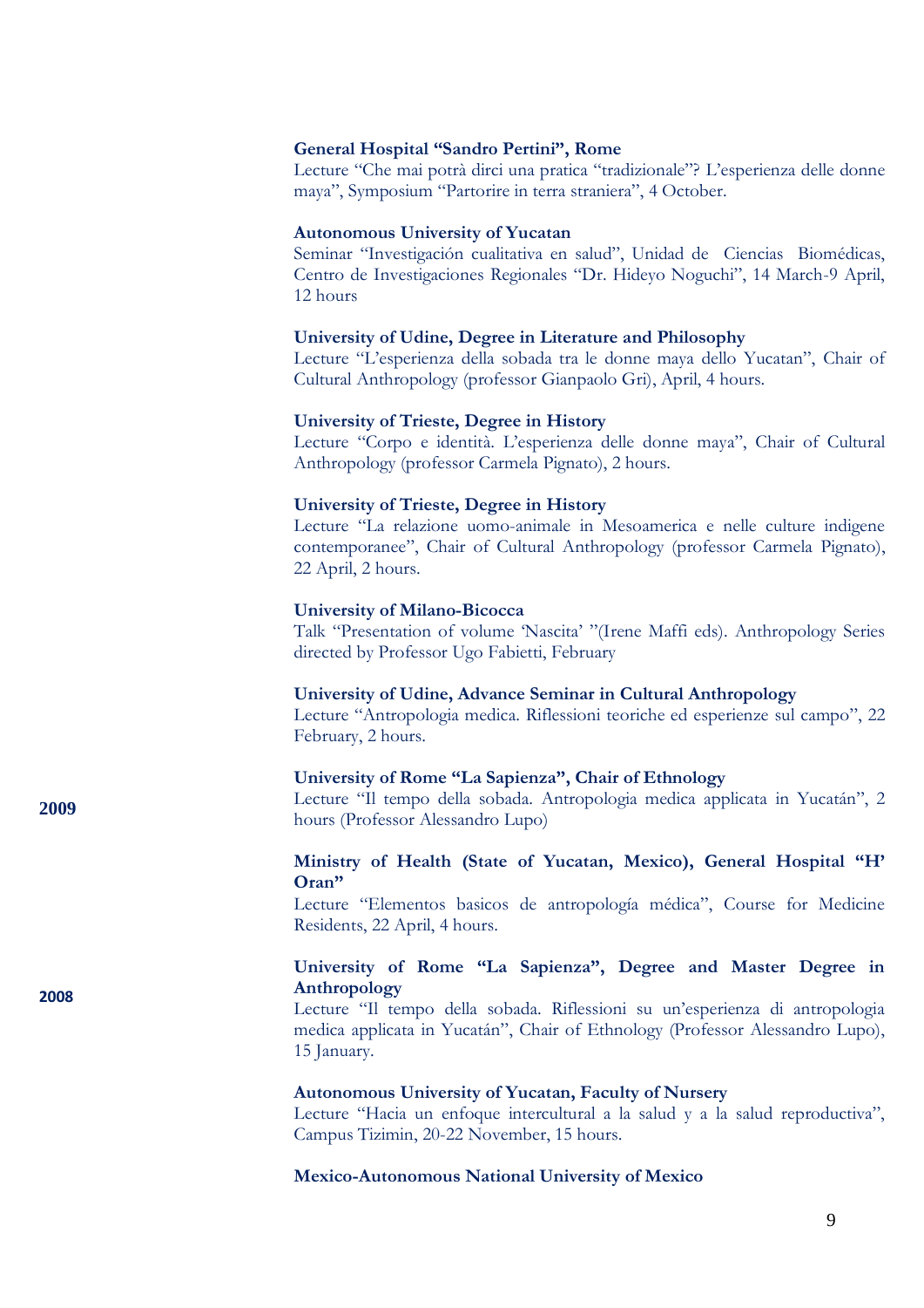**General Hospital “Sandro Pertini”, Rome**
Lecture “Che mai potrà dirci una pratica “tradizionale”? L’esperienza delle donne maya”, Symposium “Partorire in terra straniera”, 4 October.

**Autonomous University of Yucatan**
Seminar “Investigación cualitativa en salud”, Unidad de Ciencias Biomédicas, Centro de Investigaciones Regionales “Dr. Hideyo Noguchi”, 14 March-9 April, 12 hours

**University of Udine, Degree in Literature and Philosophy**
Lecture “L’esperienza della sobada tra le donne maya dello Yucatan”, Chair of Cultural Anthropology (professor Gianpaolo Gri), April, 4 hours.

**University of Trieste, Degree in History**
Lecture “Corpo e identità. L’esperienza delle donne maya”, Chair of Cultural Anthropology (professor Carmela Pignato), 2 hours.

**University of Trieste, Degree in History**
Lecture “La relazione uomo-animale in Mesoamerica e nelle culture indigene contemporanee”, Chair of Cultural Anthropology (professor Carmela Pignato), 22 April, 2 hours.

**University of Milano-Bicocca**
Talk “Presentation of volume ‘Nascita’ ”(Irene Maffi eds). Anthropology Series directed by Professor Ugo Fabietti, February

**University of Udine, Advance Seminar in Cultural Anthropology**
Lecture “Antropologia medica. Riflessioni teoriche ed esperienze sul campo”, 22 February, 2 hours.

**2009**

**University of Rome “La Sapienza”, Chair of Ethnology**
Lecture “Il tempo della sobada. Antropologia medica applicata in Yucatán”, 2 hours (Professor Alessandro Lupo)

**Ministry of Health (State of Yucatan, Mexico), General Hospital “H’ Oran”**
Lecture “Elementos basicos de antropología médica”, Course for Medicine Residents, 22 April, 4 hours.

**2008**

**University of Rome “La Sapienza”, Degree and Master Degree in Anthropology**
Lecture “Il tempo della sobada. Riflessioni su un’esperienza di antropologia medica applicata in Yucatán”, Chair of Ethnology (Professor Alessandro Lupo), 15 January.

**Autonomous University of Yucatan, Faculty of Nursery**
Lecture “Hacia un enfoque intercultural a la salud y a la salud reproductiva”, Campus Tizimin, 20-22 November, 15 hours.

**Mexico-Autonomous National University of Mexico**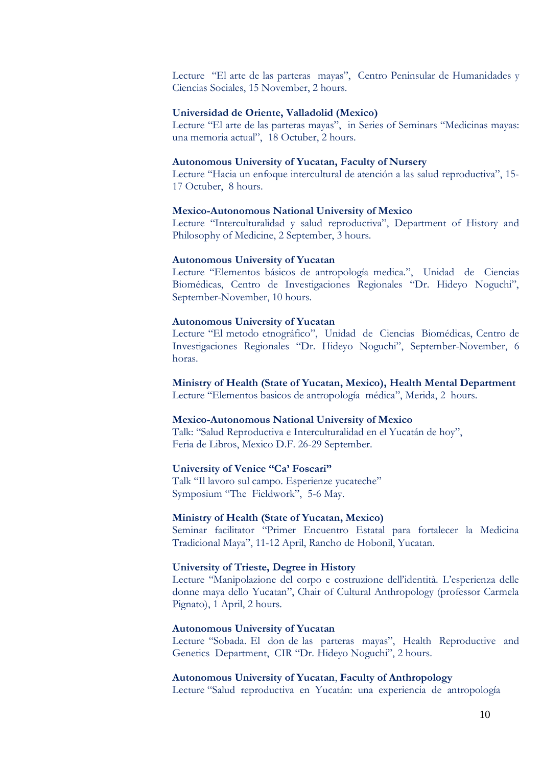Lecture "El arte de las parteras mayas", Centro Peninsular de Humanidades y Ciencias Sociales, 15 November, 2 hours.

**Universidad de Oriente, Valladolid (Mexico)**
Lecture "El arte de las parteras mayas", in Series of Seminars "Medicinas mayas: una memoria actual", 18 Octuber, 2 hours.

**Autonomous University of Yucatan, Faculty of Nursery**
Lecture "Hacia un enfoque intercultural de atención a las salud reproductiva", 15-17 Octuber, 8 hours.

**Mexico-Autonomous National University of Mexico**
Lecture "Interculturalidad y salud reproductiva", Department of History and Philosophy of Medicine, 2 September, 3 hours.

**Autonomous University of Yucatan**
Lecture "Elementos básicos de antropología medica.", Unidad de Ciencias Biomédicas, Centro de Investigaciones Regionales "Dr. Hideyo Noguchi", September-November, 10 hours.

**Autonomous University of Yucatan**
Lecture "El metodo etnográfico", Unidad de Ciencias Biomédicas, Centro de Investigaciones Regionales "Dr. Hideyo Noguchi", September-November, 6 horas.

**Ministry of Health (State of Yucatan, Mexico), Health Mental Department**
Lecture "Elementos basicos de antropología médica", Merida, 2 hours.

**Mexico-Autonomous National University of Mexico**
Talk: "Salud Reproductiva e Interculturalidad en el Yucatán de hoy",
Feria de Libros, Mexico D.F. 26-29 September.

**University of Venice "Ca' Foscari"**
Talk "Il lavoro sul campo. Esperienze yucateche"
Symposium "The Fieldwork", 5-6 May.

**Ministry of Health (State of Yucatan, Mexico)**
Seminar facilitator "Primer Encuentro Estatal para fortalecer la Medicina Tradicional Maya", 11-12 April, Rancho de Hobonil, Yucatan.

**University of Trieste, Degree in History**
Lecture "Manipolazione del corpo e costruzione dell'identità. L'esperienza delle donne maya dello Yucatan", Chair of Cultural Anthropology (professor Carmela Pignato), 1 April, 2 hours.

**Autonomous University of Yucatan**
Lecture "Sobada. El don de las parteras mayas", Health Reproductive and Genetics Department, CIR "Dr. Hideyo Noguchi", 2 hours.

**Autonomous University of Yucatan**, **Faculty of Anthropology**
Lecture "Salud reproductiva en Yucatán: una experiencia de antropología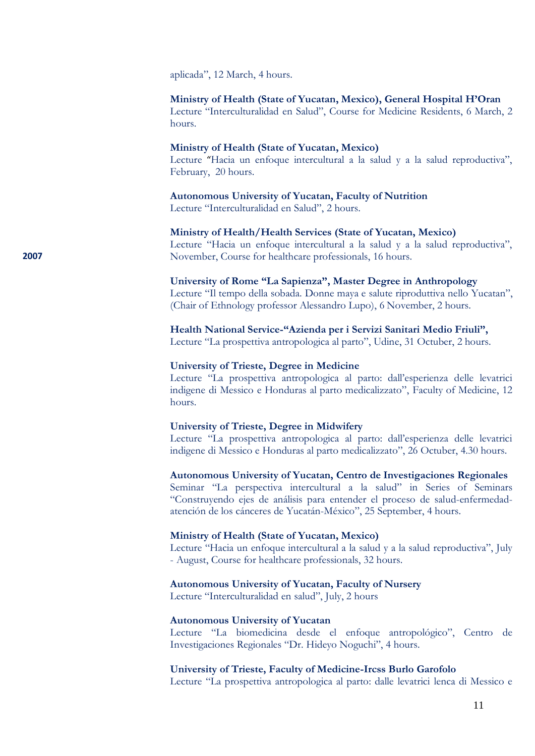aplicada", 12 March, 4 hours.

**Ministry of Health (State of Yucatan, Mexico), General Hospital H'Oran**
Lecture "Interculturalidad en Salud", Course for Medicine Residents, 6 March, 2 hours.

**Ministry of Health (State of Yucatan, Mexico)**
Lecture "Hacia un enfoque intercultural a la salud y a la salud reproductiva", February, 20 hours.

**Autonomous University of Yucatan, Faculty of Nutrition**
Lecture "Interculturalidad en Salud", 2 hours.

**2007**

**Ministry of Health/Health Services (State of Yucatan, Mexico)**
Lecture "Hacia un enfoque intercultural a la salud y a la salud reproductiva", November, Course for healthcare professionals, 16 hours.

**University of Rome "La Sapienza", Master Degree in Anthropology**
Lecture "Il tempo della sobada. Donne maya e salute riproduttiva nello Yucatan", (Chair of Ethnology professor Alessandro Lupo), 6 November, 2 hours.

**Health National Service-"Azienda per i Servizi Sanitari Medio Friuli",**
Lecture "La prospettiva antropologica al parto", Udine, 31 Octuber, 2 hours.

**University of Trieste, Degree in Medicine**
Lecture "La prospettiva antropologica al parto: dall'esperienza delle levatrici indigene di Messico e Honduras al parto medicalizzato", Faculty of Medicine, 12 hours.

**University of Trieste, Degree in Midwifery**
Lecture "La prospettiva antropologica al parto: dall'esperienza delle levatrici indigene di Messico e Honduras al parto medicalizzato", 26 Octuber, 4.30 hours.

**Autonomous University of Yucatan, Centro de Investigaciones Regionales**
Seminar "La perspectiva intercultural a la salud" in Series of Seminars "Construyendo ejes de análisis para entender el proceso de salud-enfermedad-atención de los cánceres de Yucatán-México", 25 September, 4 hours.

**Ministry of Health (State of Yucatan, Mexico)**
Lecture "Hacia un enfoque intercultural a la salud y a la salud reproductiva", July - August, Course for healthcare professionals, 32 hours.

**Autonomous University of Yucatan, Faculty of Nursery**
Lecture "Interculturalidad en salud", July, 2 hours

**Autonomous University of Yucatan**
Lecture "La biomedicina desde el enfoque antropológico", Centro de Investigaciones Regionales "Dr. Hideyo Noguchi", 4 hours.

**University of Trieste, Faculty of Medicine-Ircss Burlo Garofolo**
Lecture "La prospettiva antropologica al parto: dalle levatrici lenca di Messico e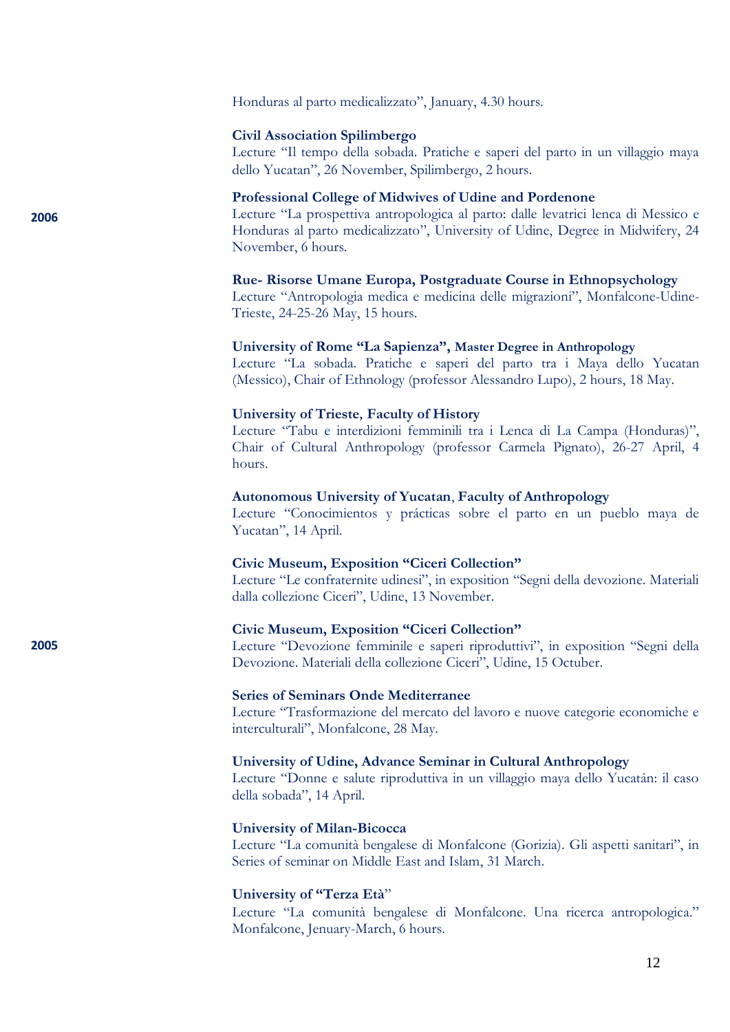Honduras al parto medicalizzato", January, 4.30 hours.

**Civil Association Spilimbergo**
Lecture "Il tempo della sobada. Pratiche e saperi del parto in un villaggio maya dello Yucatan", 26 November, Spilimbergo, 2 hours.

**2006**

**Professional College of Midwives of Udine and Pordenone**
Lecture "La prospettiva antropologica al parto: dalle levatrici lenca di Messico e Honduras al parto medicalizzato", University of Udine, Degree in Midwifery, 24 November, 6 hours.

**Rue- Risorse Umane Europa, Postgraduate Course in Ethnopsychology**
Lecture "Antropologia medica e medicina delle migrazioni", Monfalcone-Udine-Trieste, 24-25-26 May, 15 hours.

**University of Rome "La Sapienza", Master Degree in Anthropology**
Lecture "La sobada. Pratiche e saperi del parto tra i Maya dello Yucatan (Messico), Chair of Ethnology (professor Alessandro Lupo), 2 hours, 18 May.

**University of Trieste, Faculty of History**
Lecture "Tabu e interdizioni femminili tra i Lenca di La Campa (Honduras)", Chair of Cultural Anthropology (professor Carmela Pignato), 26-27 April, 4 hours.

**Autonomous University of Yucatan, Faculty of Anthropology**
Lecture "Conocimientos y prácticas sobre el parto en un pueblo maya de Yucatan", 14 April.

**Civic Museum, Exposition "Ciceri Collection"**
Lecture "Le confraternite udinesi", in exposition "Segni della devozione. Materiali dalla collezione Ciceri", Udine, 13 November.

**2005**

**Civic Museum, Exposition "Ciceri Collection"**
Lecture "Devozione femminile e saperi riproduttivi", in exposition "Segni della Devozione. Materiali della collezione Ciceri", Udine, 15 Octuber.

**Series of Seminars Onde Mediterranee**
Lecture "Trasformazione del mercato del lavoro e nuove categorie economiche e interculturali", Monfalcone, 28 May.

**University of Udine, Advance Seminar in Cultural Anthropology**
Lecture "Donne e salute riproduttiva in un villaggio maya dello Yucatán: il caso della sobada", 14 April.

**University of Milan-Bicocca**
Lecture "La comunità bengalese di Monfalcone (Gorizia). Gli aspetti sanitari", in Series of seminar on Middle East and Islam, 31 March.

**University of "Terza Età"**
Lecture "La comunità bengalese di Monfalcone. Una ricerca antropologica." Monfalcone, Jenuary-March, 6 hours.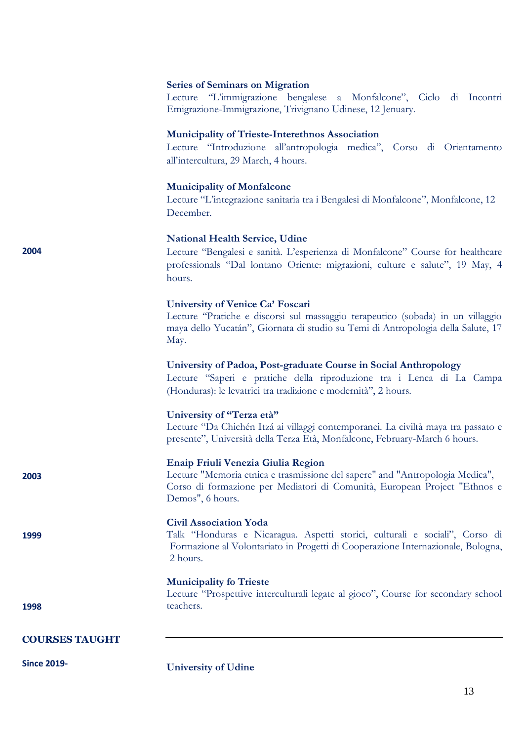**Series of Seminars on Migration**
Lecture "L'immigrazione bengalese a Monfalcone", Ciclo di Incontri Emigrazione-Immigrazione, Trivignano Udinese, 12 Jenuary.

**Municipality of Trieste-Interethnos Association**
Lecture "Introduzione all'antropologia medica", Corso di Orientamento all'intercultura, 29 March, 4 hours.

**Municipality of Monfalcone**
Lecture "L'integrazione sanitaria tra i Bengalesi di Monfalcone", Monfalcone, 12 December.

**2004**

**National Health Service, Udine**
Lecture "Bengalesi e sanità. L'esperienza di Monfalcone" Course for healthcare professionals "Dal lontano Oriente: migrazioni, culture e salute", 19 May, 4 hours.

**University of Venice Ca' Foscari**
Lecture "Pratiche e discorsi sul massaggio terapeutico (sobada) in un villaggio maya dello Yucatán", Giornata di studio su Temi di Antropologia della Salute, 17 May.

**University of Padoa, Post-graduate Course in Social Anthropology**
Lecture "Saperi e pratiche della riproduzione tra i Lenca di La Campa (Honduras): le levatrici tra tradizione e modernità", 2 hours.

**University of "Terza età"**
Lecture "Da Chichén Itzá ai villaggi contemporanei. La civiltà maya tra passato e presente", Università della Terza Età, Monfalcone, February-March 6 hours.

**2003**

**Enaip Friuli Venezia Giulia Region**
Lecture "Memoria etnica e trasmissione del sapere" and "Antropologia Medica", Corso di formazione per Mediatori di Comunità, European Project "Ethnos e Demos", 6 hours.

**1999**

**Civil Association Yoda**
Talk "Honduras e Nicaragua. Aspetti storici, culturali e sociali", Corso di Formazione al Volontariato in Progetti di Cooperazione Internazionale, Bologna, 2 hours.

**1998**

**Municipality fo Trieste**
Lecture "Prospettive interculturali legate al gioco", Course for secondary school teachers.

## COURSES TAUGHT

**Since 2019-**

**University of Udine**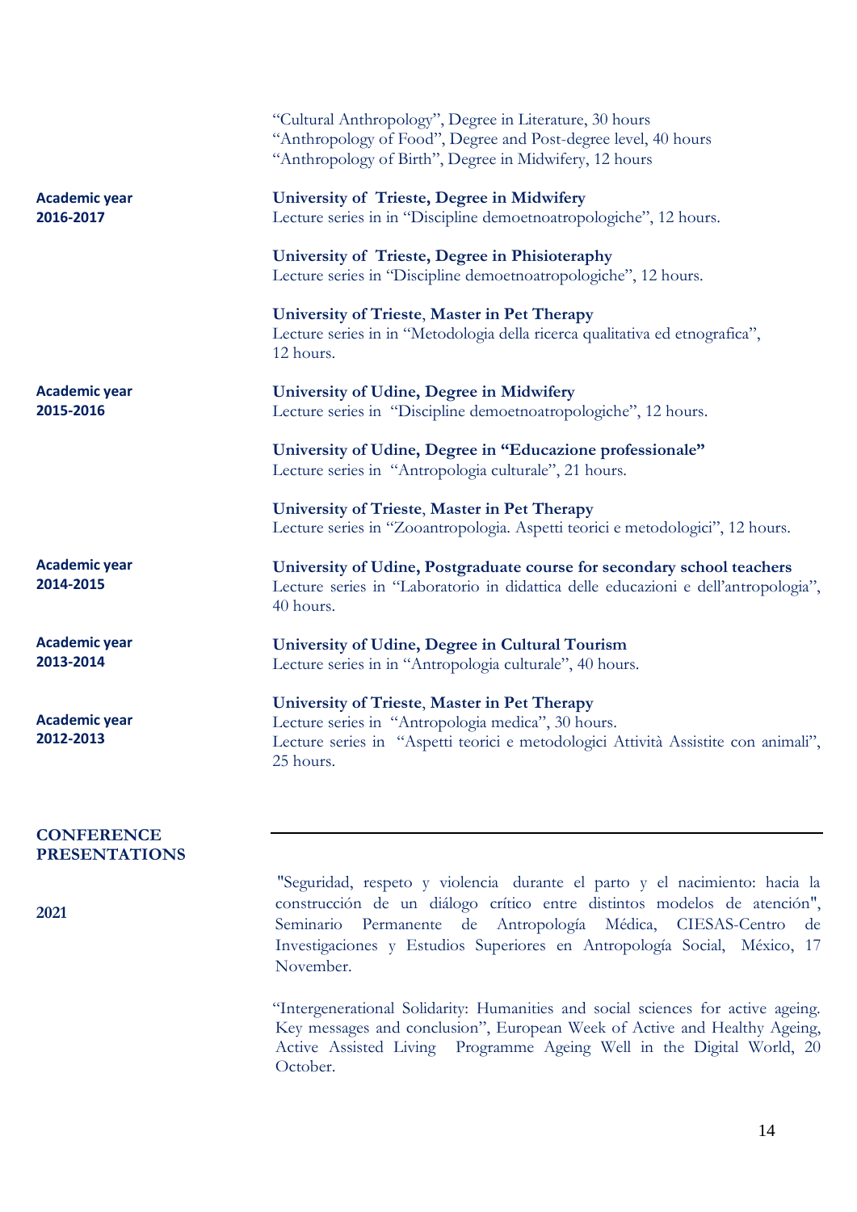"Cultural Anthropology", Degree in Literature, 30 hours
"Anthropology of Food", Degree and Post-degree level, 40 hours
"Anthropology of Birth", Degree in Midwifery, 12 hours

**Academic year 2016-2017**

**University of Trieste, Degree in Midwifery**
Lecture series in in "Discipline demoetnoatropologiche", 12 hours.

**University of Trieste, Degree in Phisioteraphy**
Lecture series in "Discipline demoetnoatropologiche", 12 hours.

**University of Trieste**, **Master in Pet Therapy**
Lecture series in in "Metodologia della ricerca qualitativa ed etnografica", 12 hours.

**Academic year 2015-2016**

**University of Udine, Degree in Midwifery**
Lecture series in "Discipline demoetnoatropologiche", 12 hours.

**University of Udine, Degree in "Educazione professionale"**
Lecture series in "Antropologia culturale", 21 hours.

**University of Trieste**, **Master in Pet Therapy**
Lecture series in "Zooantropologia. Aspetti teorici e metodologici", 12 hours.

**Academic year 2014-2015**

**University of Udine, Postgraduate course for secondary school teachers**
Lecture series in "Laboratorio in didattica delle educazioni e dell'antropologia", 40 hours.

**Academic year 2013-2014**

**University of Udine, Degree in Cultural Tourism**
Lecture series in in "Antropologia culturale", 40 hours.

**Academic year 2012-2013**

**University of Trieste**, **Master in Pet Therapy**
Lecture series in "Antropologia medica", 30 hours.
Lecture series in "Aspetti teorici e metodologici Attività Assistite con animali", 25 hours.

## CONFERENCE PRESENTATIONS

**2021**

"Seguridad, respeto y violencia durante el parto y el nacimiento: hacia la construcción de un diálogo crítico entre distintos modelos de atención", Seminario Permanente de Antropología Médica, CIESAS-Centro de Investigaciones y Estudios Superiores en Antropología Social, México, 17 November.

"Intergenerational Solidarity: Humanities and social sciences for active ageing. Key messages and conclusion", European Week of Active and Healthy Ageing, Active Assisted Living Programme Ageing Well in the Digital World, 20 October.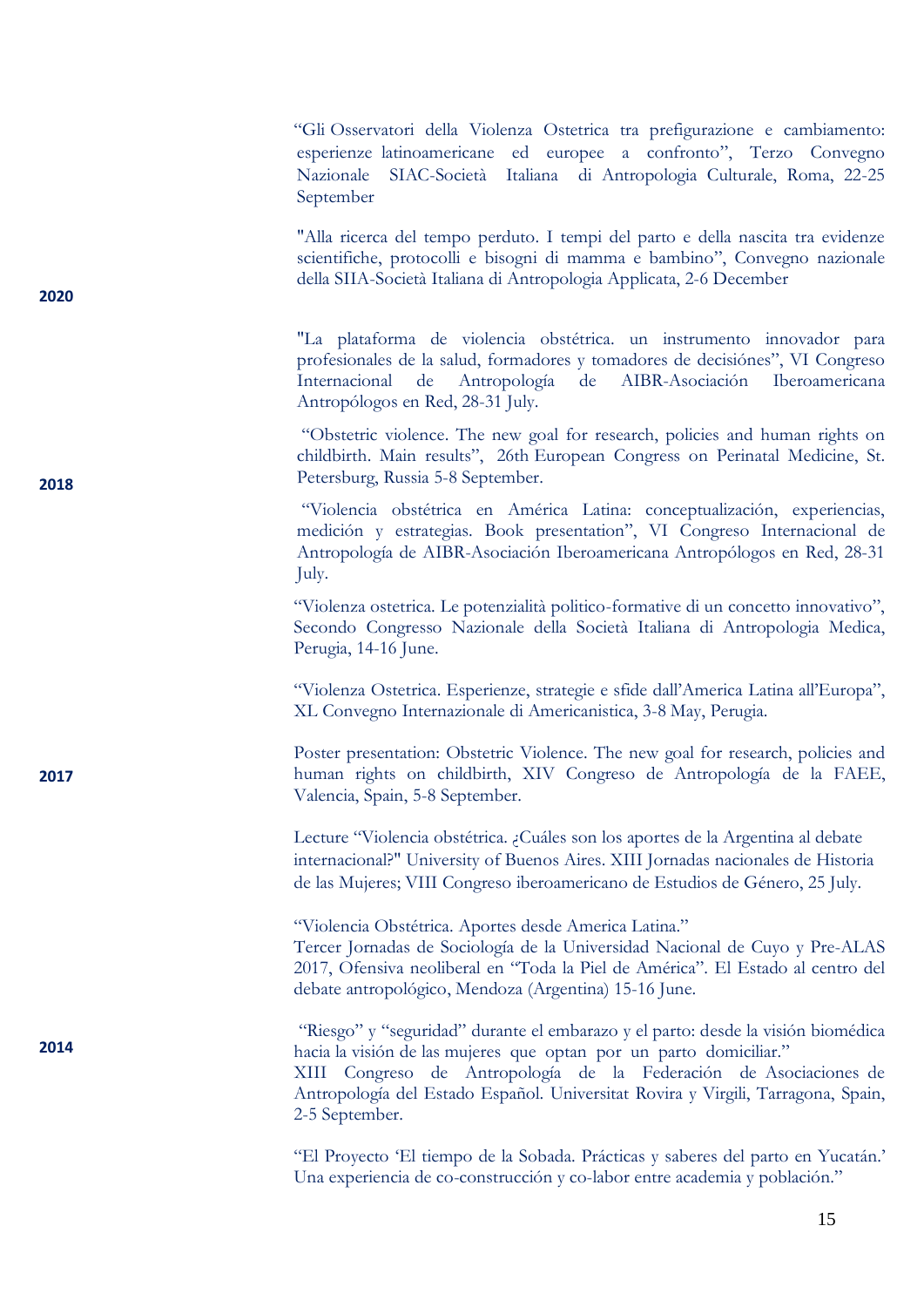"Gli Osservatori della Violenza Ostetrica tra prefigurazione e cambiamento: esperienze latinoamericane ed europee a confronto", Terzo Convegno Nazionale SIAC-Società Italiana di Antropologia Culturale, Roma, 22-25 September

"Alla ricerca del tempo perduto. I tempi del parto e della nascita tra evidenze scientifiche, protocolli e bisogni di mamma e bambino", Convegno nazionale della SIIA-Società Italiana di Antropologia Applicata, 2-6 December

**2020**

"La plataforma de violencia obstétrica. un instrumento innovador para profesionales de la salud, formadores y tomadores de decisiónes", VI Congreso Internacional de Antropología de AIBR-Asociación Iberoamericana Antropólogos en Red, 28-31 July.

"Obstetric violence. The new goal for research, policies and human rights on childbirth. Main results", 26th European Congress on Perinatal Medicine, St. Petersburg, Russia 5-8 September.

**2018**

"Violencia obstétrica en América Latina: conceptualización, experiencias, medición y estrategias. Book presentation", VI Congreso Internacional de Antropología de AIBR-Asociación Iberoamericana Antropólogos en Red, 28-31 July.

"Violenza ostetrica. Le potenzialità politico-formative di un concetto innovativo", Secondo Congresso Nazionale della Società Italiana di Antropologia Medica, Perugia, 14-16 June.

"Violenza Ostetrica. Esperienze, strategie e sfide dall'America Latina all'Europa", XL Convegno Internazionale di Americanistica, 3-8 May, Perugia.

**2017**

Poster presentation: Obstetric Violence. The new goal for research, policies and human rights on childbirth, XIV Congreso de Antropología de la FAEE, Valencia, Spain, 5-8 September.

Lecture "Violencia obstétrica. ¿Cuáles son los aportes de la Argentina al debate internacional?" University of Buenos Aires. XIII Jornadas nacionales de Historia de las Mujeres; VIII Congreso iberoamericano de Estudios de Género, 25 July.

"Violencia Obstétrica. Aportes desde America Latina."
Tercer Jornadas de Sociología de la Universidad Nacional de Cuyo y Pre-ALAS 2017, Ofensiva neoliberal en "Toda la Piel de América". El Estado al centro del debate antropológico, Mendoza (Argentina) 15-16 June.

**2014**

"Riesgo" y "seguridad" durante el embarazo y el parto: desde la visión biomédica hacia la visión de las mujeres que optan por un parto domiciliar."
XIII Congreso de Antropología de la Federación de Asociaciones de Antropología del Estado Español. Universitat Rovira y Virgili, Tarragona, Spain, 2-5 September.

"El Proyecto 'El tiempo de la Sobada. Prácticas y saberes del parto en Yucatán.' Una experiencia de co-construcción y co-labor entre academia y población."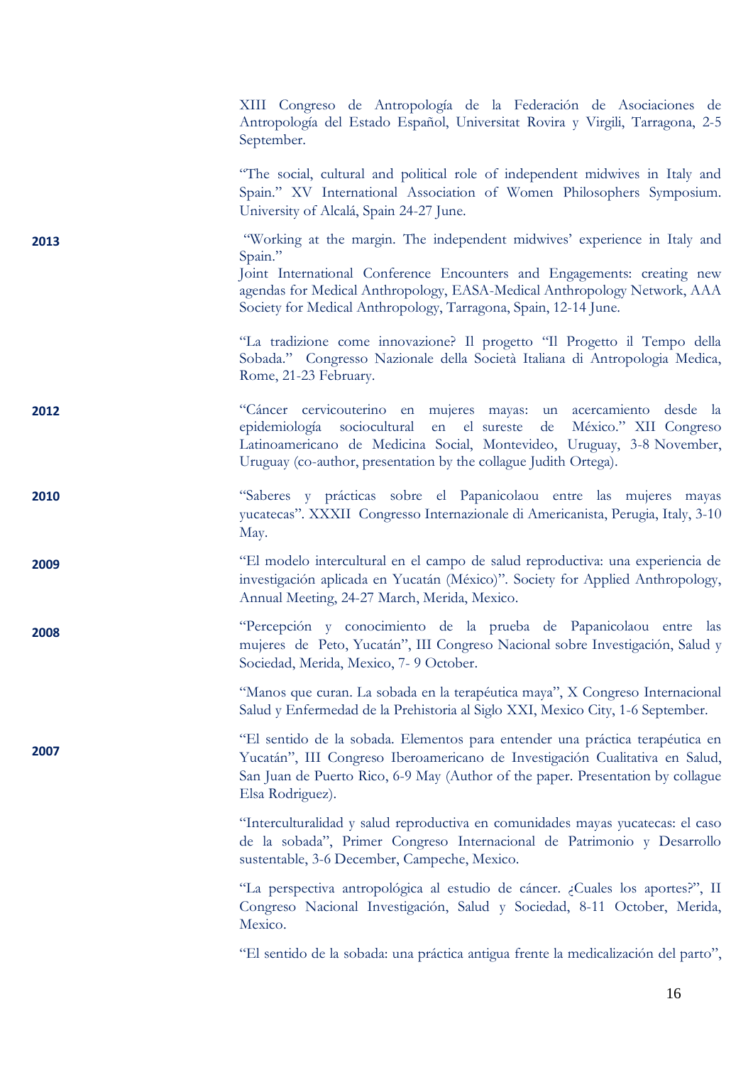XIII Congreso de Antropología de la Federación de Asociaciones de Antropología del Estado Español, Universitat Rovira y Virgili, Tarragona, 2-5 September.

"The social, cultural and political role of independent midwives in Italy and Spain." XV International Association of Women Philosophers Symposium. University of Alcalá, Spain 24-27 June.

**2013**

"Working at the margin. The independent midwives' experience in Italy and Spain."
Joint International Conference Encounters and Engagements: creating new agendas for Medical Anthropology, EASA-Medical Anthropology Network, AAA Society for Medical Anthropology, Tarragona, Spain, 12-14 June.

"La tradizione come innovazione? Il progetto "Il Progetto il Tempo della Sobada." Congresso Nazionale della Società Italiana di Antropologia Medica, Rome, 21-23 February.

**2012**

"Cáncer cervicouterino en mujeres mayas: un acercamiento desde la epidemiología sociocultural en el sureste de México." XII Congreso Latinoamericano de Medicina Social, Montevideo, Uruguay, 3-8 November, Uruguay (co-author, presentation by the collague Judith Ortega).

**2010**

"Saberes y prácticas sobre el Papanicolaou entre las mujeres mayas yucatecas". XXXII Congresso Internazionale di Americanista, Perugia, Italy, 3-10 May.

**2009**

"El modelo intercultural en el campo de salud reproductiva: una experiencia de investigación aplicada en Yucatán (México)". Society for Applied Anthropology, Annual Meeting, 24-27 March, Merida, Mexico.

**2008**

"Percepción y conocimiento de la prueba de Papanicolaou entre las mujeres de Peto, Yucatán", III Congreso Nacional sobre Investigación, Salud y Sociedad, Merida, Mexico, 7- 9 October.

"Manos que curan. La sobada en la terapéutica maya", X Congreso Internacional Salud y Enfermedad de la Prehistoria al Siglo XXI, Mexico City, 1-6 September.

**2007**

"El sentido de la sobada. Elementos para entender una práctica terapéutica en Yucatán", III Congreso Iberoamericano de Investigación Cualitativa en Salud, San Juan de Puerto Rico, 6-9 May (Author of the paper. Presentation by collague Elsa Rodriguez).

"Interculturalidad y salud reproductiva en comunidades mayas yucatecas: el caso de la sobada", Primer Congreso Internacional de Patrimonio y Desarrollo sustentable, 3-6 December, Campeche, Mexico.

"La perspectiva antropológica al estudio de cáncer. ¿Cuales los aportes?", II Congreso Nacional Investigación, Salud y Sociedad, 8-11 October, Merida, Mexico.

"El sentido de la sobada: una práctica antigua frente la medicalización del parto",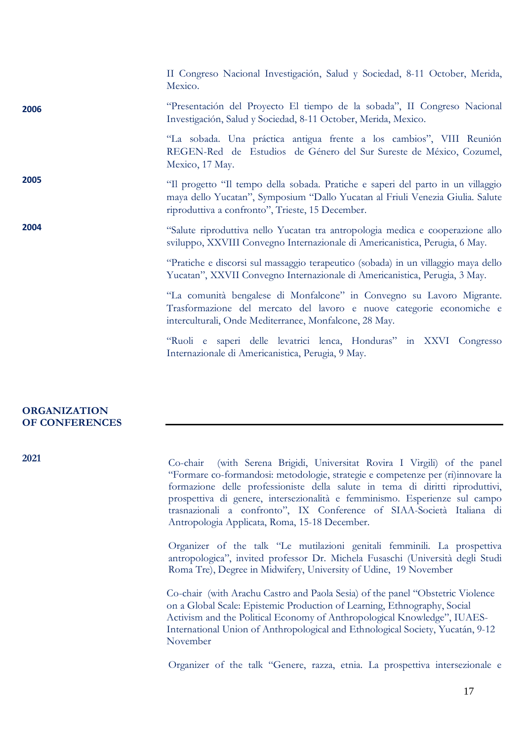II Congreso Nacional Investigación, Salud y Sociedad, 8-11 October, Merida, Mexico.

**2006**

"Presentación del Proyecto El tiempo de la sobada", II Congreso Nacional Investigación, Salud y Sociedad, 8-11 October, Merida, Mexico.

"La sobada. Una práctica antigua frente a los cambios", VIII Reunión REGEN-Red de Estudios de Género del Sur Sureste de México, Cozumel, Mexico, 17 May.

**2005**

"Il progetto "Il tempo della sobada. Pratiche e saperi del parto in un villaggio maya dello Yucatan", Symposium "Dallo Yucatan al Friuli Venezia Giulia. Salute riproduttiva a confronto", Trieste, 15 December.

**2004**

"Salute riproduttiva nello Yucatan tra antropologia medica e cooperazione allo sviluppo, XXVIII Convegno Internazionale di Americanistica, Perugia, 6 May.

"Pratiche e discorsi sul massaggio terapeutico (sobada) in un villaggio maya dello Yucatan", XXVII Convegno Internazionale di Americanistica, Perugia, 3 May.

"La comunità bengalese di Monfalcone" in Convegno su Lavoro Migrante. Trasformazione del mercato del lavoro e nuove categorie economiche e interculturali, Onde Mediterranee, Monfalcone, 28 May.

"Ruoli e saperi delle levatrici lenca, Honduras" in XXVI Congresso Internazionale di Americanistica, Perugia, 9 May.

## ORGANIZATION OF CONFERENCES

**2021**

Co-chair (with Serena Brigidi, Universitat Rovira I Virgili) of the panel "Formare co-formandosi: metodologie, strategie e competenze per (ri)innovare la formazione delle professioniste della salute in tema di diritti riproduttivi, prospettiva di genere, intersezionalità e femminismo. Esperienze sul campo trasnazionali a confronto", IX Conference of SIAA-Società Italiana di Antropologia Applicata, Roma, 15-18 December.

Organizer of the talk "Le mutilazioni genitali femminili. La prospettiva antropologica", invited professor Dr. Michela Fusaschi (Università degli Studi Roma Tre), Degree in Midwifery, University of Udine, 19 November

Co-chair (with Arachu Castro and Paola Sesia) of the panel "Obstetric Violence on a Global Scale: Epistemic Production of Learning, Ethnography, Social Activism and the Political Economy of Anthropological Knowledge", IUAES-International Union of Anthropological and Ethnological Society, Yucatán, 9-12 November

Organizer of the talk "Genere, razza, etnia. La prospettiva intersezionale e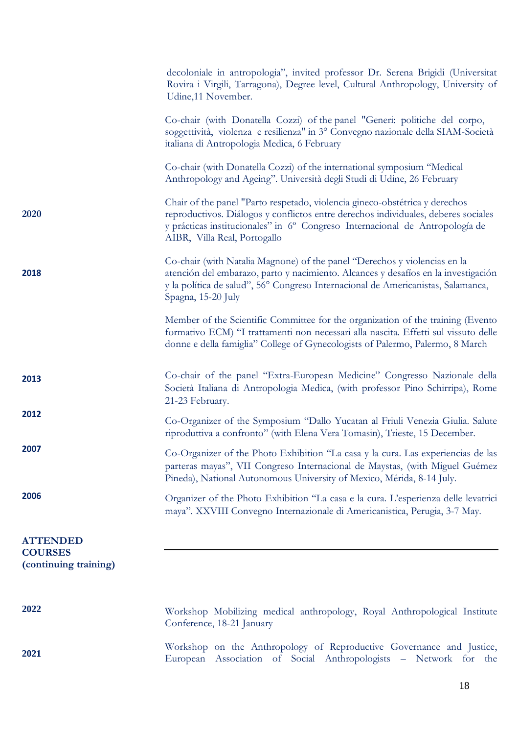decoloniale in antropologia", invited professor Dr. Serena Brigidi (Universitat Rovira i Virgili, Tarragona), Degree level, Cultural Anthropology, University of Udine,11 November.

Co-chair (with Donatella Cozzi) of the panel "Generi: politiche del corpo, soggettività, violenza e resilienza" in 3° Convegno nazionale della SIAM-Società italiana di Antropologia Medica, 6 February

Co-chair (with Donatella Cozzi) of the international symposium "Medical Anthropology and Ageing". Università degli Studi di Udine, 26 February

**2020**

Chair of the panel "Parto respetado, violencia gineco-obstétrica y derechos reproductivos. Diálogos y conflictos entre derechos individuales, deberes sociales y prácticas institucionales" in 6º Congreso Internacional de Antropología de AIBR, Villa Real, Portogallo

**2018**

Co-chair (with Natalia Magnone) of the panel "Derechos y violencias en la atención del embarazo, parto y nacimiento. Alcances y desafíos en la investigación y la política de salud", 56° Congreso Internacional de Americanistas, Salamanca, Spagna, 15-20 July

Member of the Scientific Committee for the organization of the training (Evento formativo ECM) "I trattamenti non necessari alla nascita. Effetti sul vissuto delle donne e della famiglia" College of Gynecologists of Palermo, Palermo, 8 March

**2013**

Co-chair of the panel "Extra-European Medicine" Congresso Nazionale della Società Italiana di Antropologia Medica, (with professor Pino Schirripa), Rome 21-23 February.

**2012**

Co-Organizer of the Symposium "Dallo Yucatan al Friuli Venezia Giulia. Salute riproduttiva a confronto" (with Elena Vera Tomasin), Trieste, 15 December.

**2007**

Co-Organizer of the Photo Exhibition "La casa y la cura. Las experiencias de las parteras mayas", VII Congreso Internacional de Maystas, (with Miguel Guémez Pineda), National Autonomous University of Mexico, Mérida, 8-14 July.

**2006**

Organizer of the Photo Exhibition "La casa e la cura. L'esperienza delle levatrici maya". XXVIII Convegno Internazionale di Americanistica, Perugia, 3-7 May.

## ATTENDED COURSES (continuing training)

---

**2022**

Workshop Mobilizing medical anthropology, Royal Anthropological Institute Conference, 18-21 January

**2021**

Workshop on the Anthropology of Reproductive Governance and Justice, European Association of Social Anthropologists – Network for the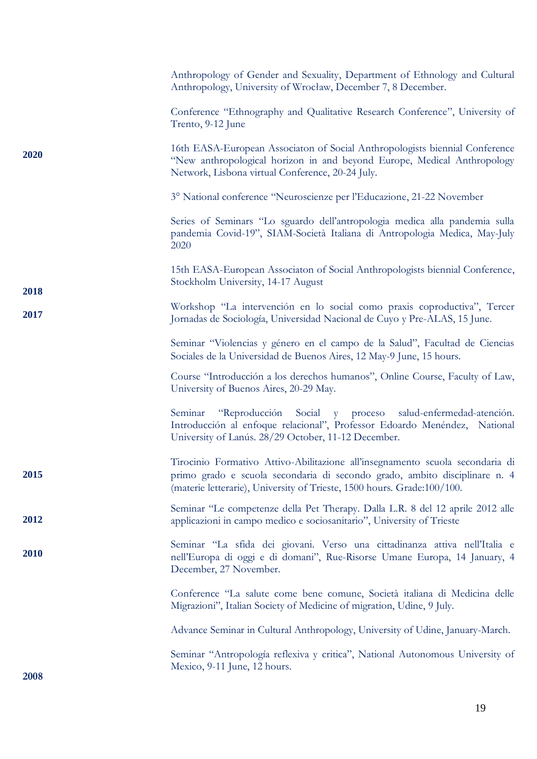Anthropology of Gender and Sexuality, Department of Ethnology and Cultural Anthropology, University of Wrocław, December 7, 8 December.

Conference "Ethnography and Qualitative Research Conference", University of Trento, 9-12 June

**2020**

16th EASA-European Associaton of Social Anthropologists biennial Conference "New anthropological horizon in and beyond Europe, Medical Anthropology Network, Lisbona virtual Conference, 20-24 July.

3° National conference "Neuroscienze per l'Educazione, 21-22 November

Series of Seminars "Lo sguardo dell'antropologia medica alla pandemia sulla pandemia Covid-19", SIAM-Società Italiana di Antropologia Medica, May-July 2020

15th EASA-European Associaton of Social Anthropologists biennial Conference, Stockholm University, 14-17 August

**2018**

**2017**

Workshop "La intervención en lo social como praxis coproductiva", Tercer Jornadas de Sociología, Universidad Nacional de Cuyo y Pre-ALAS, 15 June.

Seminar "Violencias y género en el campo de la Salud", Facultad de Ciencias Sociales de la Universidad de Buenos Aires, 12 May-9 June, 15 hours.

Course "Introducción a los derechos humanos", Online Course, Faculty of Law, University of Buenos Aires, 20-29 May.

Seminar "Reproducción Social y proceso salud-enfermedad-atención. Introducción al enfoque relacional", Professor Edoardo Menéndez, National University of Lanús. 28/29 October, 11-12 December.

**2015**

Tirocinio Formativo Attivo-Abilitazione all'insegnamento scuola secondaria di primo grado e scuola secondaria di secondo grado, ambito disciplinare n. 4 (materie letterarie), University of Trieste, 1500 hours. Grade:100/100.

**2012**

Seminar "Le competenze della Pet Therapy. Dalla L.R. 8 del 12 aprile 2012 alle applicazioni in campo medico e sociosanitario", University of Trieste

**2010**

Seminar "La sfida dei giovani. Verso una cittadinanza attiva nell'Italia e nell'Europa di oggi e di domani", Rue-Risorse Umane Europa, 14 January, 4 December, 27 November.

Conference "La salute come bene comune, Società italiana di Medicina delle Migrazioni", Italian Society of Medicine of migration, Udine, 9 July.

Advance Seminar in Cultural Anthropology, University of Udine, January-March.

Seminar "Antropología reflexiva y critica", National Autonomous University of Mexico, 9-11 June, 12 hours.

**2008**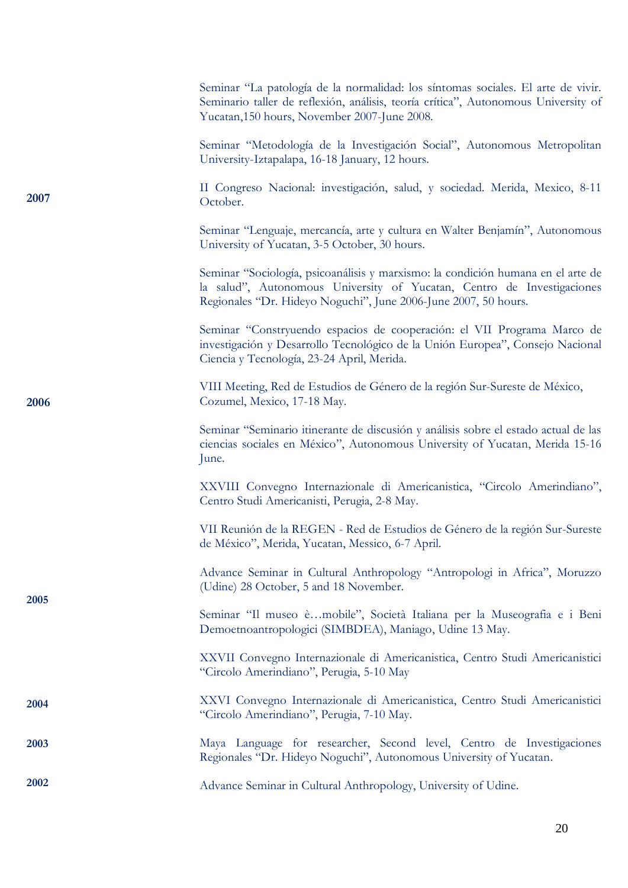Seminar “La patología de la normalidad: los síntomas sociales. El arte de vivir. Seminario taller de reflexión, análisis, teoría crítica”, Autonomous University of Yucatan,150 hours, November 2007-June 2008.

Seminar “Metodología de la Investigación Social”, Autonomous Metropolitan University-Iztapalapa, 16-18 January, 12 hours.

**2007**

II Congreso Nacional: investigación, salud, y sociedad. Merida, Mexico, 8-11 October.

Seminar “Lenguaje, mercancía, arte y cultura en Walter Benjamín”, Autonomous University of Yucatan, 3-5 October, 30 hours.

Seminar “Sociología, psicoanálisis y marxismo: la condición humana en el arte de la salud”, Autonomous University of Yucatan, Centro de Investigaciones Regionales “Dr. Hideyo Noguchi”, June 2006-June 2007, 50 hours.

Seminar “Constryuendo espacios de cooperación: el VII Programa Marco de investigación y Desarrollo Tecnológico de la Unión Europea”, Consejo Nacional Ciencia y Tecnología, 23-24 April, Merida.

**2006**

VIII Meeting, Red de Estudios de Género de la región Sur-Sureste de México, Cozumel, Mexico, 17-18 May.

Seminar “Seminario itinerante de discusión y análisis sobre el estado actual de las ciencias sociales en México”, Autonomous University of Yucatan, Merida 15-16 June.

XXVIII Convegno Internazionale di Americanistica, “Circolo Amerindiano”, Centro Studi Americanisti, Perugia, 2-8 May.

VII Reunión de la REGEN - Red de Estudios de Género de la región Sur-Sureste de México”, Merida, Yucatan, Messico, 6-7 April.

**2005**

Advance Seminar in Cultural Anthropology “Antropologi in Africa”, Moruzzo (Udine) 28 October, 5 and 18 November.

Seminar “Il museo è…mobile”, Società Italiana per la Museografia e i Beni Demoetnoantropologici (SIMBDEA), Maniago, Udine 13 May.

XXVII Convegno Internazionale di Americanistica, Centro Studi Americanistici “Circolo Amerindiano”, Perugia, 5-10 May

**2004**

XXVI Convegno Internazionale di Americanistica, Centro Studi Americanistici “Circolo Amerindiano”, Perugia, 7-10 May.

**2003**

Maya Language for researcher, Second level, Centro de Investigaciones Regionales “Dr. Hideyo Noguchi”, Autonomous University of Yucatan.

**2002**

Advance Seminar in Cultural Anthropology, University of Udine.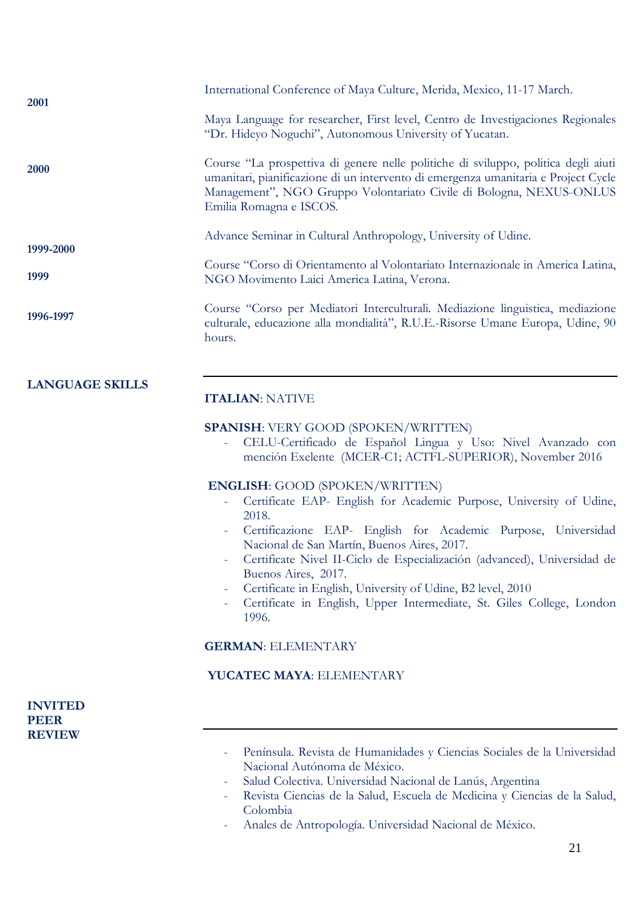**2001**

International Conference of Maya Culture, Merida, Mexico, 11-17 March.

Maya Language for researcher, First level, Centro de Investigaciones Regionales "Dr. Hideyo Noguchi", Autonomous University of Yucatan.

**2000**

Course "La prospettiva di genere nelle politiche di sviluppo, politica degli aiuti umanitari, pianificazione di un intervento di emergenza umanitaria e Project Cycle Management", NGO Gruppo Volontariato Civile di Bologna, NEXUS-ONLUS Emilia Romagna e ISCOS.

**1999-2000**

Advance Seminar in Cultural Anthropology, University of Udine.

**1999**

Course "Corso di Orientamento al Volontariato Internazionale in America Latina, NGO Movimento Laici America Latina, Verona.

**1996-1997**

Course "Corso per Mediatori Interculturali. Mediazione linguistica, mediazione culturale, educazione alla mondialità", R.U.E.-Risorse Umane Europa, Udine, 90 hours.

## LANGUAGE SKILLS

**ITALIAN**: NATIVE

**SPANISH**: VERY GOOD (SPOKEN/WRITTEN)

- CELU-Certificado de Español Lingua y Uso: Nivel Avanzado con mención Exelente (MCER-C1; ACTFL-SUPERIOR), November 2016

**ENGLISH**: GOOD (SPOKEN/WRITTEN)

- Certificate EAP- English for Academic Purpose, University of Udine, 2018.
- Certificazione EAP- English for Academic Purpose, Universidad Nacional de San Martín, Buenos Aires, 2017.
- Certificate Nivel II-Ciclo de Especialización (advanced), Universidad de Buenos Aires, 2017.
- Certificate in English, University of Udine, B2 level, 2010
- Certificate in English, Upper Intermediate, St. Giles College, London 1996.

**GERMAN**: ELEMENTARY

**YUCATEC MAYA**: ELEMENTARY

## INVITED PEER REVIEW

- Península. Revista de Humanidades y Ciencias Sociales de la Universidad Nacional Autónoma de México.
- Salud Colectiva. Universidad Nacional de Lanús, Argentina
- Revista Ciencias de la Salud, Escuela de Medicina y Ciencias de la Salud, Colombia
- Anales de Antropología. Universidad Nacional de México.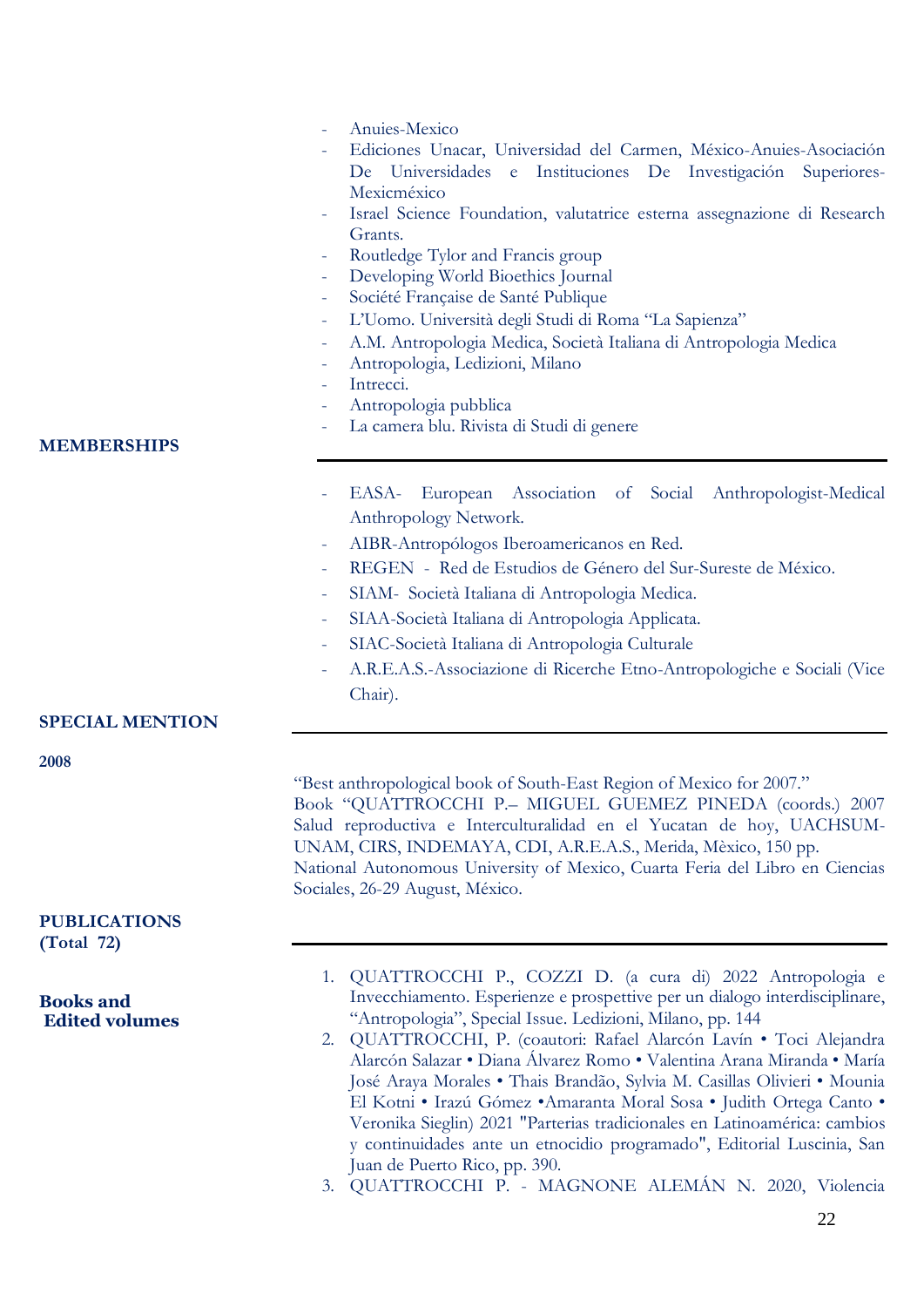- Anuies-Mexico
- Ediciones Unacar, Universidad del Carmen, México-Anuies-Asociación De Universidades e Instituciones De Investigación Superiores-Mexicméxico
- Israel Science Foundation, valutatrice esterna assegnazione di Research Grants.
- Routledge Tylor and Francis group
- Developing World Bioethics Journal
- Société Française de Santé Publique
- L'Uomo. Università degli Studi di Roma "La Sapienza"
- A.M. Antropologia Medica, Società Italiana di Antropologia Medica
- Antropologia, Ledizioni, Milano
- Intrecci.
- Antropologia pubblica
- La camera blu. Rivista di Studi di genere

## MEMBERSHIPS

- EASA- European Association of Social Anthropologist-Medical Anthropology Network.
- AIBR-Antropólogos Iberoamericanos en Red.
- REGEN - Red de Estudios de Género del Sur-Sureste de México.
- SIAM- Società Italiana di Antropologia Medica.
- SIAA-Società Italiana di Antropologia Applicata.
- SIAC-Società Italiana di Antropologia Culturale
- A.R.E.A.S.-Associazione di Ricerche Etno-Antropologiche e Sociali (Vice Chair).

## SPECIAL MENTION

**2008**

"Best anthropological book of South-East Region of Mexico for 2007."
Book "QUATTROCCHI P.– MIGUEL GUEMEZ PINEDA (coords.) 2007 Salud reproductiva e Interculturalidad en el Yucatan de hoy, UACHSUM-UNAM, CIRS, INDEMAYA, CDI, A.R.E.A.S., Merida, Mèxico, 150 pp.
National Autonomous University of Mexico, Cuarta Feria del Libro en Ciencias Sociales, 26-29 August, México.

## PUBLICATIONS (Total 72)

### Books and Edited volumes

1. QUATTROCCHI P., COZZI D. (a cura di) 2022 Antropologia e Invecchiamento. Esperienze e prospettive per un dialogo interdisciplinare, "Antropologia", Special Issue. Ledizioni, Milano, pp. 144
2. QUATTROCCHI, P. (coautori: Rafael Alarcón Lavín • Toci Alejandra Alarcón Salazar • Diana Álvarez Romo • Valentina Arana Miranda • María José Araya Morales • Thais Brandão, Sylvia M. Casillas Olivieri • Mounia El Kotni • Irazú Gómez •Amaranta Moral Sosa • Judith Ortega Canto • Veronika Sieglin) 2021 "Parterias tradicionales en Latinoamérica: cambios y continuidades ante un etnocidio programado", Editorial Luscinia, San Juan de Puerto Rico, pp. 390.
3. QUATTROCCHI P. - MAGNONE ALEMÁN N. 2020, Violencia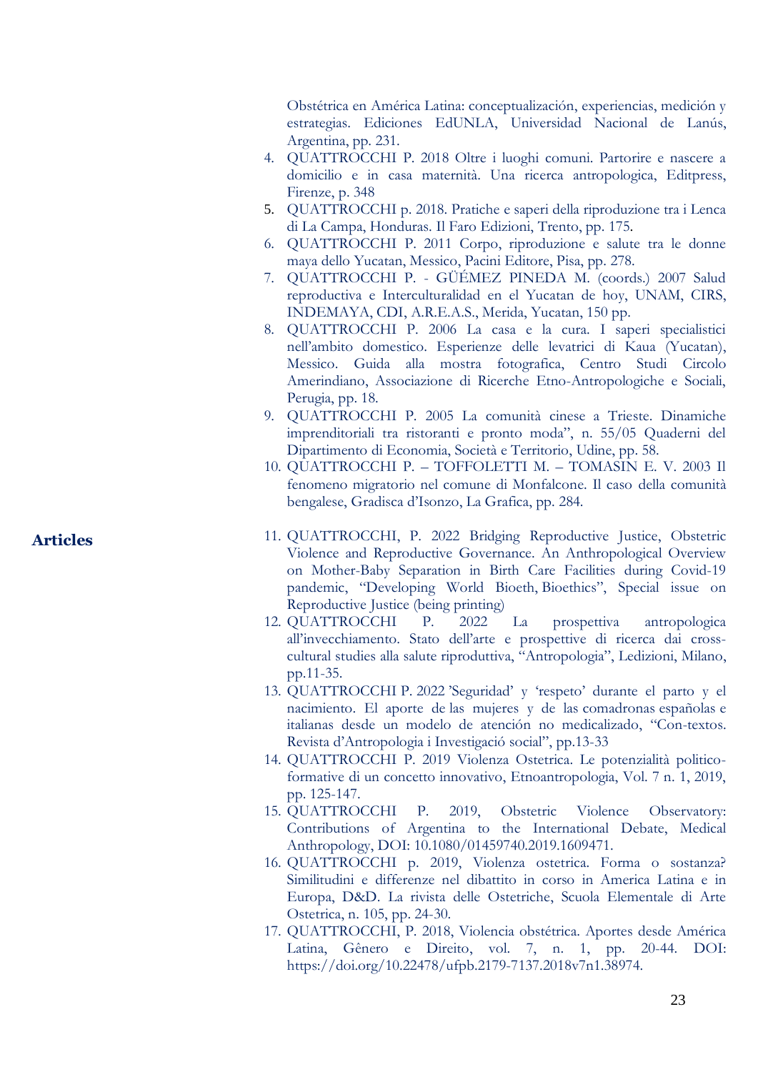Obstétrica en América Latina: conceptualización, experiencias, medición y estrategias. Ediciones EdUNLA, Universidad Nacional de Lanús, Argentina, pp. 231.

4. QUATTROCCHI P. 2018 Oltre i luoghi comuni. Partorire e nascere a domicilio e in casa maternità. Una ricerca antropologica, Editpress, Firenze, p. 348
5. QUATTROCCHI p. 2018. Pratiche e saperi della riproduzione tra i Lenca di La Campa, Honduras. Il Faro Edizioni, Trento, pp. 175.
6. QUATTROCCHI P. 2011 Corpo, riproduzione e salute tra le donne maya dello Yucatan, Messico, Pacini Editore, Pisa, pp. 278.
7. QUATTROCCHI P. - GÜÉMEZ PINEDA M. (coords.) 2007 Salud reproductiva e Interculturalidad en el Yucatan de hoy, UNAM, CIRS, INDEMAYA, CDI, A.R.E.A.S., Merida, Yucatan, 150 pp.
8. QUATTROCCHI P. 2006 La casa e la cura. I saperi specialistici nell'ambito domestico. Esperienze delle levatrici di Kaua (Yucatan), Messico. Guida alla mostra fotografica, Centro Studi Circolo Amerindiano, Associazione di Ricerche Etno-Antropologiche e Sociali, Perugia, pp. 18.
9. QUATTROCCHI P. 2005 La comunità cinese a Trieste. Dinamiche imprenditoriali tra ristoranti e pronto moda", n. 55/05 Quaderni del Dipartimento di Economia, Società e Territorio, Udine, pp. 58.
10. QUATTROCCHI P. – TOFFOLETTI M. – TOMASIN E. V. 2003 Il fenomeno migratorio nel comune di Monfalcone. Il caso della comunità bengalese, Gradisca d'Isonzo, La Grafica, pp. 284.

## Articles

11. QUATTROCCHI, P. 2022 Bridging Reproductive Justice, Obstetric Violence and Reproductive Governance. An Anthropological Overview on Mother-Baby Separation in Birth Care Facilities during Covid-19 pandemic, "Developing World Bioeth, Bioethics", Special issue on Reproductive Justice (being printing)
12. QUATTROCCHI P. 2022 La prospettiva antropologica all'invecchiamento. Stato dell'arte e prospettive di ricerca dai cross-cultural studies alla salute riproduttiva, "Antropologia", Ledizioni, Milano, pp.11-35.
13. QUATTROCCHI P. 2022 'Seguridad' y 'respeto' durante el parto y el nacimiento. El aporte de las mujeres y de las comadronas españolas e italianas desde un modelo de atención no medicalizado, "Con-textos. Revista d'Antropologia i Investigació social", pp.13-33
14. QUATTROCCHI P. 2019 Violenza Ostetrica. Le potenzialità politico-formative di un concetto innovativo, Etnoantropologia, Vol. 7 n. 1, 2019, pp. 125-147.
15. QUATTROCCHI P. 2019, Obstetric Violence Observatory: Contributions of Argentina to the International Debate, Medical Anthropology, DOI: 10.1080/01459740.2019.1609471.
16. QUATTROCCHI p. 2019, Violenza ostetrica. Forma o sostanza? Similitudini e differenze nel dibattito in corso in America Latina e in Europa, D&D. La rivista delle Ostetriche, Scuola Elementale di Arte Ostetrica, n. 105, pp. 24-30.
17. QUATTROCCHI, P. 2018, Violencia obstétrica. Aportes desde América Latina, Gênero e Direito, vol. 7, n. 1, pp. 20-44. DOI: https://doi.org/10.22478/ufpb.2179-7137.2018v7n1.38974.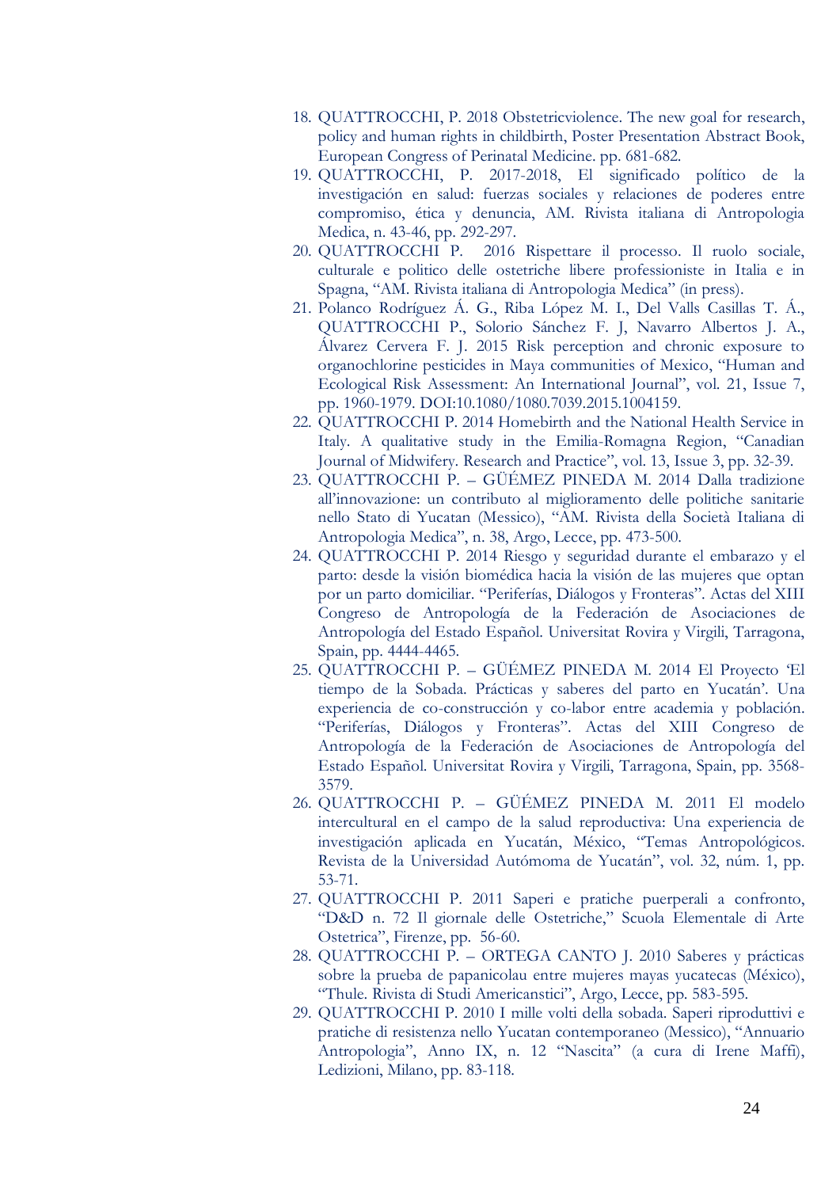18. QUATTROCCHI, P. 2018 Obstetricviolence. The new goal for research, policy and human rights in childbirth, Poster Presentation Abstract Book, European Congress of Perinatal Medicine. pp. 681-682.
19. QUATTROCCHI, P. 2017-2018, El significado político de la investigación en salud: fuerzas sociales y relaciones de poderes entre compromiso, ética y denuncia, AM. Rivista italiana di Antropologia Medica, n. 43-46, pp. 292-297.
20. QUATTROCCHI P. 2016 Rispettare il processo. Il ruolo sociale, culturale e politico delle ostetriche libere professioniste in Italia e in Spagna, "AM. Rivista italiana di Antropologia Medica" (in press).
21. Polanco Rodríguez Á. G., Riba López M. I., Del Valls Casillas T. Á., QUATTROCCHI P., Solorio Sánchez F. J, Navarro Albertos J. A., Álvarez Cervera F. J. 2015 Risk perception and chronic exposure to organochlorine pesticides in Maya communities of Mexico, "Human and Ecological Risk Assessment: An International Journal", vol. 21, Issue 7, pp. 1960-1979. DOI:10.1080/1080.7039.2015.1004159.
22. QUATTROCCHI P. 2014 Homebirth and the National Health Service in Italy. A qualitative study in the Emilia-Romagna Region, "Canadian Journal of Midwifery. Research and Practice", vol. 13, Issue 3, pp. 32-39.
23. QUATTROCCHI P. – GÜÉMEZ PINEDA M. 2014 Dalla tradizione all'innovazione: un contributo al miglioramento delle politiche sanitarie nello Stato di Yucatan (Messico), "AM. Rivista della Società Italiana di Antropologia Medica", n. 38, Argo, Lecce, pp. 473-500.
24. QUATTROCCHI P. 2014 Riesgo y seguridad durante el embarazo y el parto: desde la visión biomédica hacia la visión de las mujeres que optan por un parto domiciliar. "Periferías, Diálogos y Fronteras". Actas del XIII Congreso de Antropología de la Federación de Asociaciones de Antropología del Estado Español. Universitat Rovira y Virgili, Tarragona, Spain, pp. 4444-4465.
25. QUATTROCCHI P. – GÜÉMEZ PINEDA M. 2014 El Proyecto 'El tiempo de la Sobada. Prácticas y saberes del parto en Yucatán'. Una experiencia de co-construcción y co-labor entre academia y población. "Periferías, Diálogos y Fronteras". Actas del XIII Congreso de Antropología de la Federación de Asociaciones de Antropología del Estado Español. Universitat Rovira y Virgili, Tarragona, Spain, pp. 3568-3579.
26. QUATTROCCHI P. – GÜÉMEZ PINEDA M. 2011 El modelo intercultural en el campo de la salud reproductiva: Una experiencia de investigación aplicada en Yucatán, México, "Temas Antropológicos. Revista de la Universidad Autómoma de Yucatán", vol. 32, núm. 1, pp. 53-71.
27. QUATTROCCHI P. 2011 Saperi e pratiche puerperali a confronto, "D&D n. 72 Il giornale delle Ostetriche," Scuola Elementale di Arte Ostetrica", Firenze, pp. 56-60.
28. QUATTROCCHI P. – ORTEGA CANTO J. 2010 Saberes y prácticas sobre la prueba de papanicolau entre mujeres mayas yucatecas (México), "Thule. Rivista di Studi Americanstici", Argo, Lecce, pp. 583-595.
29. QUATTROCCHI P. 2010 I mille volti della sobada. Saperi riproduttivi e pratiche di resistenza nello Yucatan contemporaneo (Messico), "Annuario Antropologia", Anno IX, n. 12 "Nascita" (a cura di Irene Maffi), Ledizioni, Milano, pp. 83-118.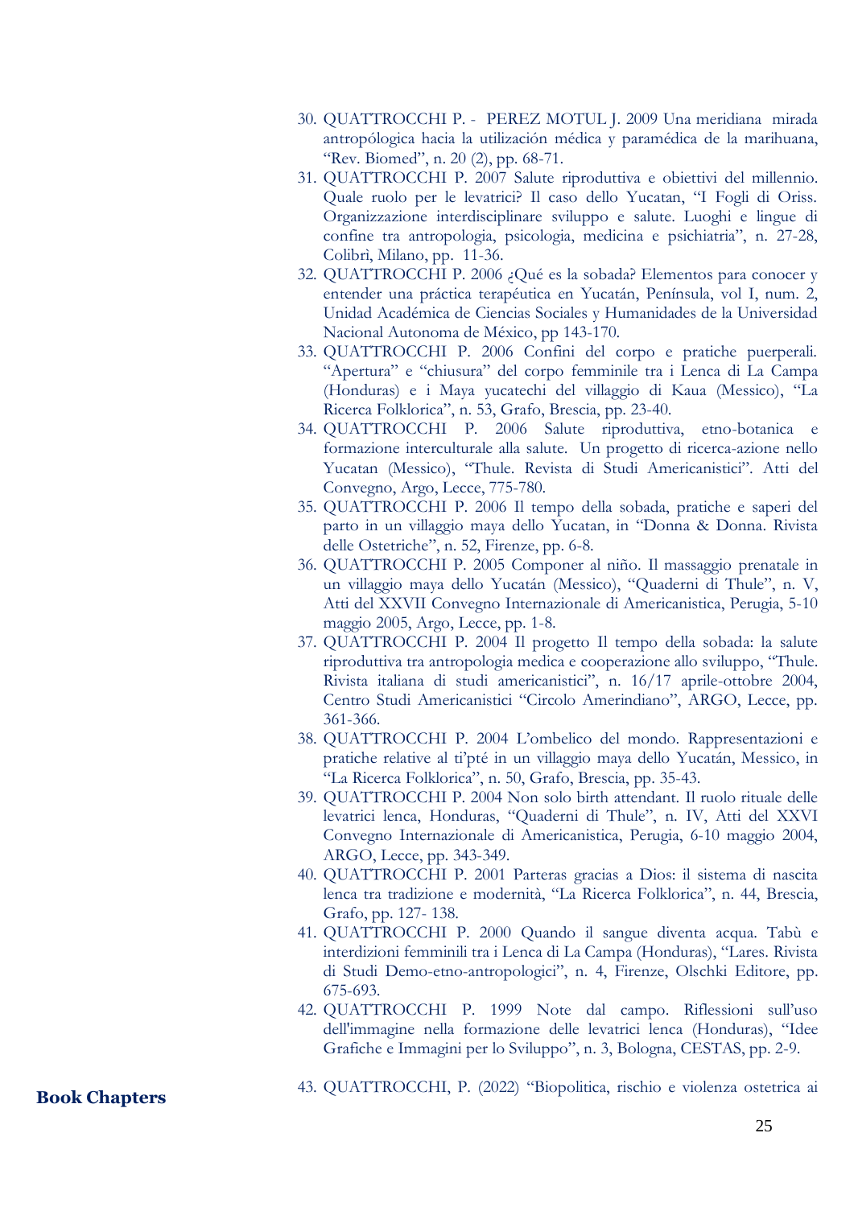30. QUATTROCCHI P. - PEREZ MOTUL J. 2009 Una meridiana mirada antropólogica hacia la utilización médica y paramédica de la marihuana, "Rev. Biomed", n. 20 (2), pp. 68-71.
31. QUATTROCCHI P. 2007 Salute riproduttiva e obiettivi del millennio. Quale ruolo per le levatrici? Il caso dello Yucatan, "I Fogli di Oriss. Organizzazione interdisciplinare sviluppo e salute. Luoghi e lingue di confine tra antropologia, psicologia, medicina e psichiatria", n. 27-28, Colibrì, Milano, pp. 11-36.
32. QUATTROCCHI P. 2006 ¿Qué es la sobada? Elementos para conocer y entender una práctica terapéutica en Yucatán, Península, vol I, num. 2, Unidad Académica de Ciencias Sociales y Humanidades de la Universidad Nacional Autonoma de México, pp 143-170.
33. QUATTROCCHI P. 2006 Confini del corpo e pratiche puerperali. "Apertura" e "chiusura" del corpo femminile tra i Lenca di La Campa (Honduras) e i Maya yucatechi del villaggio di Kaua (Messico), "La Ricerca Folklorica", n. 53, Grafo, Brescia, pp. 23-40.
34. QUATTROCCHI P. 2006 Salute riproduttiva, etno-botanica e formazione interculturale alla salute. Un progetto di ricerca-azione nello Yucatan (Messico), "Thule. Revista di Studi Americanistici". Atti del Convegno, Argo, Lecce, 775-780.
35. QUATTROCCHI P. 2006 Il tempo della sobada, pratiche e saperi del parto in un villaggio maya dello Yucatan, in "Donna & Donna. Rivista delle Ostetriche", n. 52, Firenze, pp. 6-8.
36. QUATTROCCHI P. 2005 Componer al niño. Il massaggio prenatale in un villaggio maya dello Yucatán (Messico), "Quaderni di Thule", n. V, Atti del XXVII Convegno Internazionale di Americanistica, Perugia, 5-10 maggio 2005, Argo, Lecce, pp. 1-8.
37. QUATTROCCHI P. 2004 Il progetto Il tempo della sobada: la salute riproduttiva tra antropologia medica e cooperazione allo sviluppo, "Thule. Rivista italiana di studi americanistici", n. 16/17 aprile-ottobre 2004, Centro Studi Americanistici "Circolo Amerindiano", ARGO, Lecce, pp. 361-366.
38. QUATTROCCHI P. 2004 L'ombelico del mondo. Rappresentazioni e pratiche relative al ti'pté in un villaggio maya dello Yucatán, Messico, in "La Ricerca Folklorica", n. 50, Grafo, Brescia, pp. 35-43.
39. QUATTROCCHI P. 2004 Non solo birth attendant. Il ruolo rituale delle levatrici lenca, Honduras, "Quaderni di Thule", n. IV, Atti del XXVI Convegno Internazionale di Americanistica, Perugia, 6-10 maggio 2004, ARGO, Lecce, pp. 343-349.
40. QUATTROCCHI P. 2001 Parteras gracias a Dios: il sistema di nascita lenca tra tradizione e modernità, "La Ricerca Folklorica", n. 44, Brescia, Grafo, pp. 127- 138.
41. QUATTROCCHI P. 2000 Quando il sangue diventa acqua. Tabù e interdizioni femminili tra i Lenca di La Campa (Honduras), "Lares. Rivista di Studi Demo-etno-antropologici", n. 4, Firenze, Olschki Editore, pp. 675-693.
42. QUATTROCCHI P. 1999 Note dal campo. Riflessioni sull'uso dell'immagine nella formazione delle levatrici lenca (Honduras), "Idee Grafiche e Immagini per lo Sviluppo", n. 3, Bologna, CESTAS, pp. 2-9.

## Book Chapters

43. QUATTROCCHI, P. (2022) "Biopolitica, rischio e violenza ostetrica ai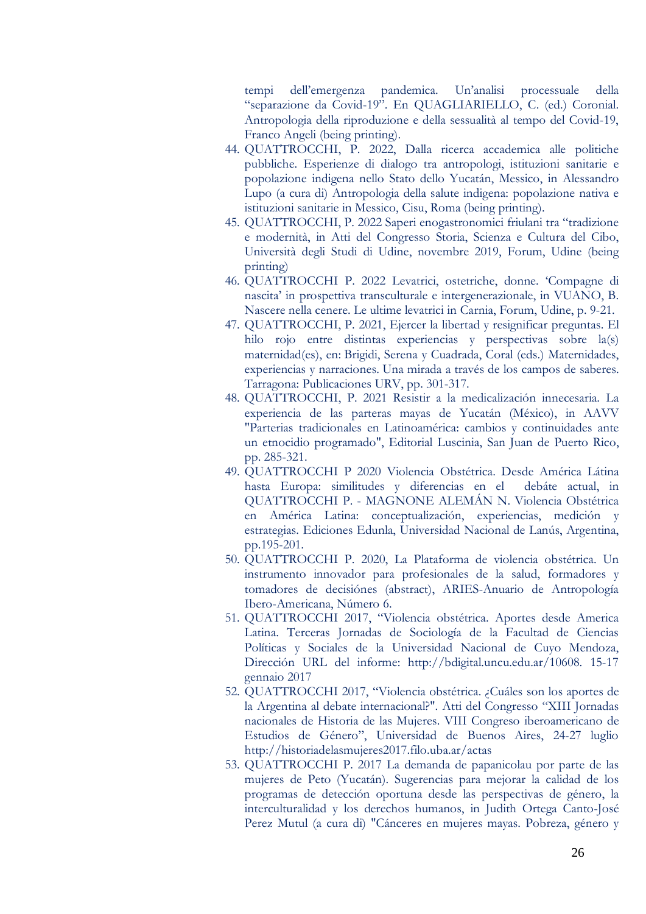tempi dell'emergenza pandemica. Un'analisi processuale della "separazione da Covid-19". En QUAGLIARIELLO, C. (ed.) Coronial. Antropologia della riproduzione e della sessualità al tempo del Covid-19, Franco Angeli (being printing).

44. QUATTROCCHI, P. 2022, Dalla ricerca accademica alle politiche pubbliche. Esperienze di dialogo tra antropologi, istituzioni sanitarie e popolazione indigena nello Stato dello Yucatán, Messico, in Alessandro Lupo (a cura di) Antropologia della salute indigena: popolazione nativa e istituzioni sanitarie in Messico, Cisu, Roma (being printing).
45. QUATTROCCHI, P. 2022 Saperi enogastronomici friulani tra "tradizione e modernità, in Atti del Congresso Storia, Scienza e Cultura del Cibo, Università degli Studi di Udine, novembre 2019, Forum, Udine (being printing)
46. QUATTROCCHI P. 2022 Levatrici, ostetriche, donne. 'Compagne di nascita' in prospettiva transculturale e intergenerazionale, in VUANO, B. Nascere nella cenere. Le ultime levatrici in Carnia, Forum, Udine, p. 9-21.
47. QUATTROCCHI, P. 2021, Ejercer la libertad y resignificar preguntas. El hilo rojo entre distintas experiencias y perspectivas sobre la(s) maternidad(es), en: Brigidi, Serena y Cuadrada, Coral (eds.) Maternidades, experiencias y narraciones. Una mirada a través de los campos de saberes. Tarragona: Publicaciones URV, pp. 301-317.
48. QUATTROCCHI, P. 2021 Resistir a la medicalización innecesaria. La experiencia de las parteras mayas de Yucatán (México), in AAVV "Parterias tradicionales en Latinoamérica: cambios y continuidades ante un etnocidio programado", Editorial Luscinia, San Juan de Puerto Rico, pp. 285-321.
49. QUATTROCCHI P 2020 Violencia Obstétrica. Desde América Látina hasta Europa: similitudes y diferencias en el debáte actual, in QUATTROCCHI P. - MAGNONE ALEMÁN N. Violencia Obstétrica en América Latina: conceptualización, experiencias, medición y estrategias. Ediciones Edunla, Universidad Nacional de Lanús, Argentina, pp.195-201.
50. QUATTROCCHI P. 2020, La Plataforma de violencia obstétrica. Un instrumento innovador para profesionales de la salud, formadores y tomadores de decisiónes (abstract), ARIES-Anuario de Antropología Ibero-Americana, Número 6.
51. QUATTROCCHI 2017, "Violencia obstétrica. Aportes desde America Latina. Terceras Jornadas de Sociología de la Facultad de Ciencias Políticas y Sociales de la Universidad Nacional de Cuyo Mendoza, Dirección URL del informe: http://bdigital.uncu.edu.ar/10608. 15-17 gennaio 2017
52. QUATTROCCHI 2017, "Violencia obstétrica. ¿Cuáles son los aportes de la Argentina al debate internacional?". Atti del Congresso "XIII Jornadas nacionales de Historia de las Mujeres. VIII Congreso iberoamericano de Estudios de Género", Universidad de Buenos Aires, 24-27 luglio http://historiadelasmujeres2017.filo.uba.ar/actas
53. QUATTROCCHI P. 2017 La demanda de papanicolau por parte de las mujeres de Peto (Yucatán). Sugerencias para mejorar la calidad de los programas de detección oportuna desde las perspectivas de género, la interculturalidad y los derechos humanos, in Judith Ortega Canto-José Perez Mutul (a cura di) "Cánceres en mujeres mayas. Pobreza, género y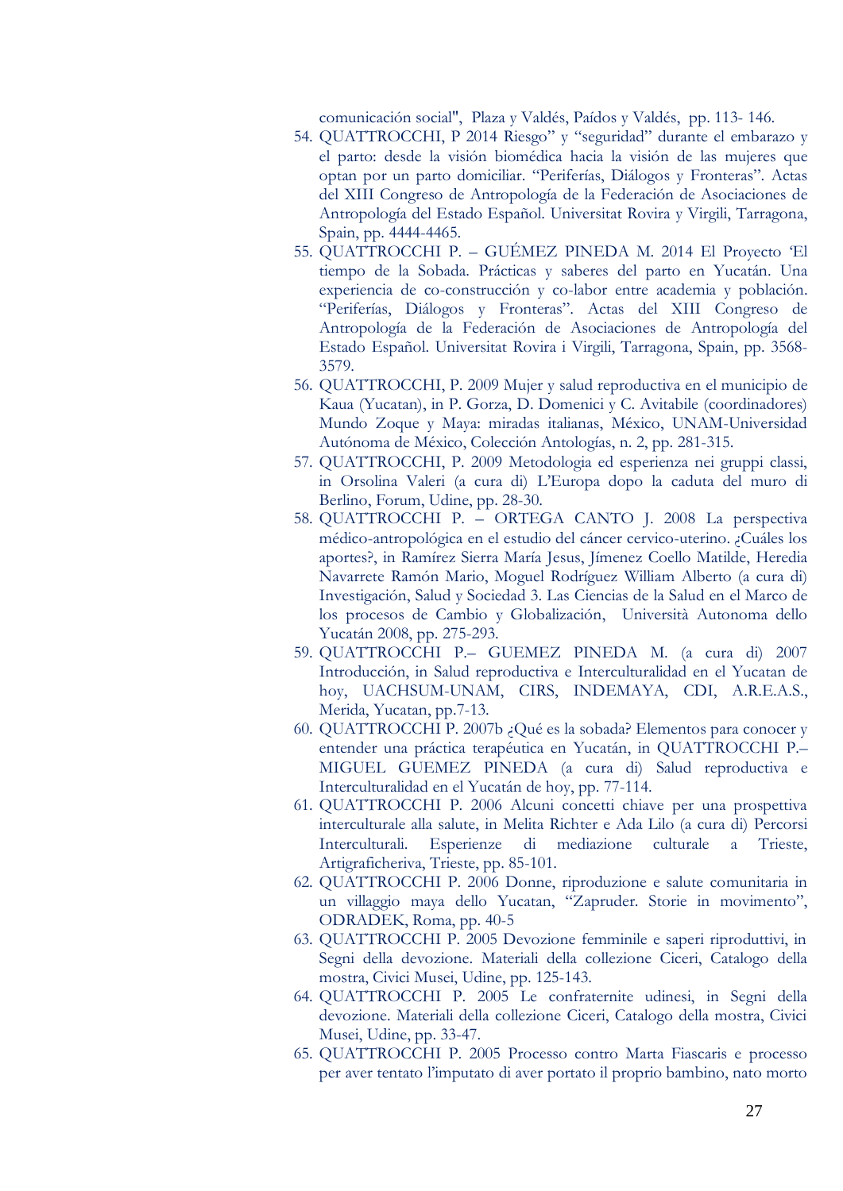comunicación social", Plaza y Valdés, Paídos y Valdés, pp. 113- 146.

54. QUATTROCCHI, P 2014 Riesgo" y "seguridad" durante el embarazo y el parto: desde la visión biomédica hacia la visión de las mujeres que optan por un parto domiciliar. "Periferías, Diálogos y Fronteras". Actas del XIII Congreso de Antropología de la Federación de Asociaciones de Antropología del Estado Español. Universitat Rovira y Virgili, Tarragona, Spain, pp. 4444-4465.
55. QUATTROCCHI P. – GUÉMEZ PINEDA M. 2014 El Proyecto 'El tiempo de la Sobada. Prácticas y saberes del parto en Yucatán. Una experiencia de co-construcción y co-labor entre academia y población. "Periferías, Diálogos y Fronteras". Actas del XIII Congreso de Antropología de la Federación de Asociaciones de Antropología del Estado Español. Universitat Rovira i Virgili, Tarragona, Spain, pp. 3568-3579.
56. QUATTROCCHI, P. 2009 Mujer y salud reproductiva en el municipio de Kaua (Yucatan), in P. Gorza, D. Domenici y C. Avitabile (coordinadores) Mundo Zoque y Maya: miradas italianas, México, UNAM-Universidad Autónoma de México, Colección Antologías, n. 2, pp. 281-315.
57. QUATTROCCHI, P. 2009 Metodologia ed esperienza nei gruppi classi, in Orsolina Valeri (a cura di) L'Europa dopo la caduta del muro di Berlino, Forum, Udine, pp. 28-30.
58. QUATTROCCHI P. – ORTEGA CANTO J. 2008 La perspectiva médico-antropológica en el estudio del cáncer cervico-uterino. ¿Cuáles los aportes?, in Ramírez Sierra María Jesus, Jímenez Coello Matilde, Heredia Navarrete Ramón Mario, Moguel Rodríguez William Alberto (a cura di) Investigación, Salud y Sociedad 3. Las Ciencias de la Salud en el Marco de los procesos de Cambio y Globalización, Università Autonoma dello Yucatán 2008, pp. 275-293.
59. QUATTROCCHI P.– GUEMEZ PINEDA M. (a cura di) 2007 Introducción, in Salud reproductiva e Interculturalidad en el Yucatan de hoy, UACHSUM-UNAM, CIRS, INDEMAYA, CDI, A.R.E.A.S., Merida, Yucatan, pp.7-13.
60. QUATTROCCHI P. 2007b ¿Qué es la sobada? Elementos para conocer y entender una práctica terapéutica en Yucatán, in QUATTROCCHI P.– MIGUEL GUEMEZ PINEDA (a cura di) Salud reproductiva e Interculturalidad en el Yucatán de hoy, pp. 77-114.
61. QUATTROCCHI P. 2006 Alcuni concetti chiave per una prospettiva interculturale alla salute, in Melita Richter e Ada Lilo (a cura di) Percorsi Interculturali. Esperienze di mediazione culturale a Trieste, Artigraficheriva, Trieste, pp. 85-101.
62. QUATTROCCHI P. 2006 Donne, riproduzione e salute comunitaria in un villaggio maya dello Yucatan, "Zapruder. Storie in movimento", ODRADEK, Roma, pp. 40-5
63. QUATTROCCHI P. 2005 Devozione femminile e saperi riproduttivi, in Segni della devozione. Materiali della collezione Ciceri, Catalogo della mostra, Civici Musei, Udine, pp. 125-143.
64. QUATTROCCHI P. 2005 Le confraternite udinesi, in Segni della devozione. Materiali della collezione Ciceri, Catalogo della mostra, Civici Musei, Udine, pp. 33-47.
65. QUATTROCCHI P. 2005 Processo contro Marta Fiascaris e processo per aver tentato l'imputato di aver portato il proprio bambino, nato morto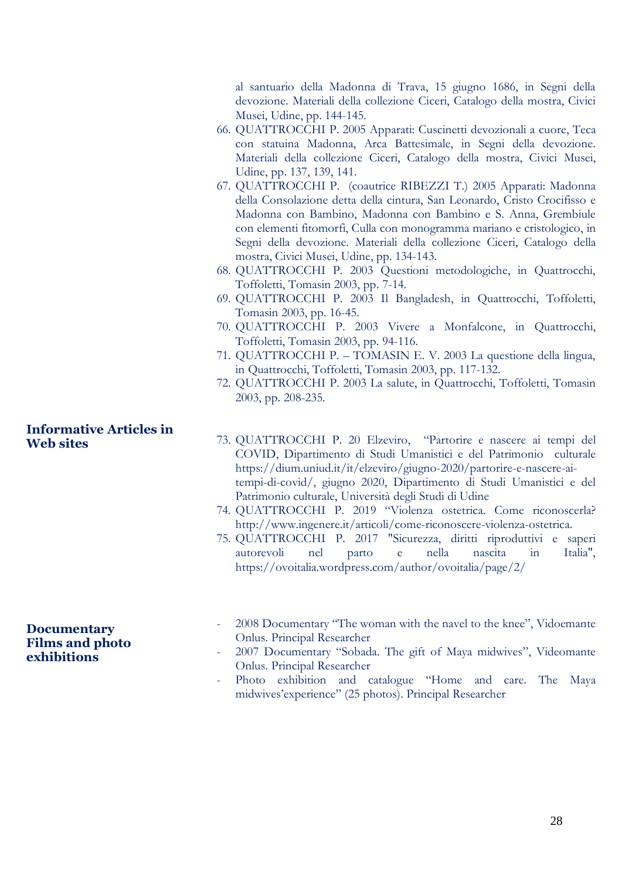al santuario della Madonna di Trava, 15 giugno 1686, in Segni della devozione. Materiali della collezione Ciceri, Catalogo della mostra, Civici Musei, Udine, pp. 144-145.

66. QUATTROCCHI P. 2005 Apparati: Cuscinetti devozionali a cuore, Teca con statuina Madonna, Arca Battesimale, in Segni della devozione. Materiali della collezione Ciceri, Catalogo della mostra, Civici Musei, Udine, pp. 137, 139, 141.
67. QUATTROCCHI P. (coautrice RIBEZZI T.) 2005 Apparati: Madonna della Consolazione detta della cintura, San Leonardo, Cristo Crocifisso e Madonna con Bambino, Madonna con Bambino e S. Anna, Grembiule con elementi fitomorfi, Culla con monogramma mariano e cristologico, in Segni della devozione. Materiali della collezione Ciceri, Catalogo della mostra, Civici Musei, Udine, pp. 134-143.
68. QUATTROCCHI P. 2003 Questioni metodologiche, in Quattrocchi, Toffoletti, Tomasin 2003, pp. 7-14.
69. QUATTROCCHI P. 2003 Il Bangladesh, in Quattrocchi, Toffoletti, Tomasin 2003, pp. 16-45.
70. QUATTROCCHI P. 2003 Vivere a Monfalcone, in Quattrocchi, Toffoletti, Tomasin 2003, pp. 94-116.
71. QUATTROCCHI P. – TOMASIN E. V. 2003 La questione della lingua, in Quattrocchi, Toffoletti, Tomasin 2003, pp. 117-132.
72. QUATTROCCHI P. 2003 La salute, in Quattrocchi, Toffoletti, Tomasin 2003, pp. 208-235.

## Informative Articles in Web sites

73. QUATTROCCHI P. 20 Elzeviro, "Partorire e nascere ai tempi del COVID, Dipartimento di Studi Umanistici e del Patrimonio culturale https://dium.uniud.it/it/elzeviro/giugno-2020/partorire-e-nascere-ai-tempi-di-covid/, giugno 2020, Dipartimento di Studi Umanistici e del Patrimonio culturale, Università degli Studi di Udine
74. QUATTROCCHI P. 2019 "Violenza ostetrica. Come riconoscerla? http://www.ingenere.it/articoli/come-riconoscere-violenza-ostetrica.
75. QUATTROCCHI P. 2017 "Sicurezza, diritti riproduttivi e saperi autorevoli nel parto e nella nascita in Italia", https://ovoitalia.wordpress.com/author/ovoitalia/page/2/

## Documentary Films and photo exhibitions

- 2008 Documentary "The woman with the navel to the knee", Videomante Onlus. Principal Researcher
- 2007 Documentary "Sobada. The gift of Maya midwives", Videomante Onlus. Principal Researcher
- Photo exhibition and catalogue "Home and care. The Maya midwives'experience" (25 photos). Principal Researcher